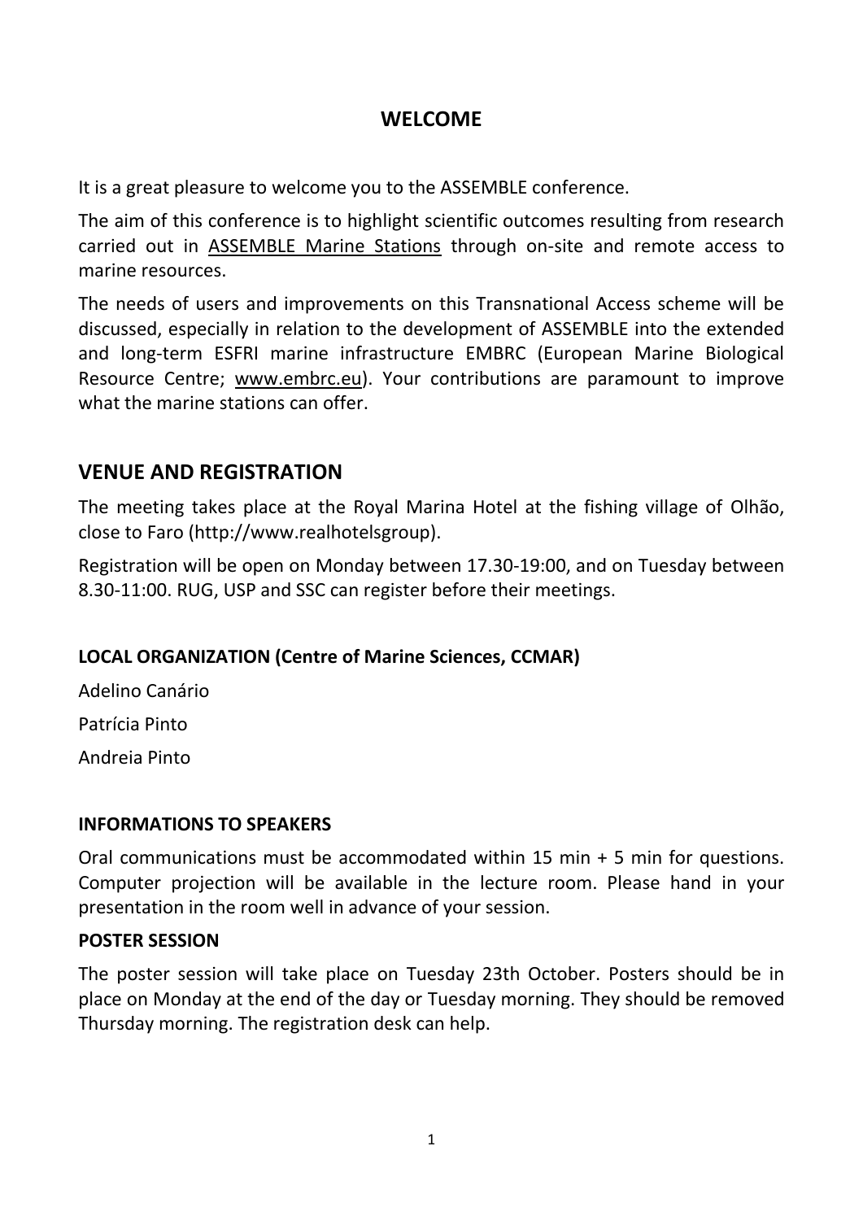# WELCOME

It is a great pleasure to welcome you to the ASSEMBLE conference.

The aim of this conference is to highlight scientific outcomes resulting from research carried out in ASSEMBLE Marine Stations through on-site and remote access to marine resources.

The needs of users and improvements on this Transnational Access scheme will be discussed, especially in relation to the development of ASSEMBLE into the extended and long-term ESFRI marine infrastructure EMBRC (European Marine Biological Resource Centre; www.embrc.eu). Your contributions are paramount to improve what the marine stations can offer.

## VENUE AND REGISTRATION

The meeting takes place at the Royal Marina Hotel at the fishing village of Olhão, close to Faro (http://www.realhotelsgroup).

Registration will be open on Monday between 17.30-19:00, and on Tuesday between 8.30-11:00. RUG, USP and SSC can register before their meetings.

### LOCAL ORGANIZATION (Centre of Marine Sciences, CCMAR)

Adelino Canário

Patrícia Pinto

Andreia Pinto

### INFORMATIONS TO SPEAKERS

Oral communications must be accommodated within 15 min + 5 min for questions. Computer projection will be available in the lecture room. Please hand in your presentation in the room well in advance of your session.

### POSTER SESSION

The poster session will take place on Tuesday 23th October. Posters should be in place on Monday at the end of the day or Tuesday morning. They should be removed Thursday morning. The registration desk can help.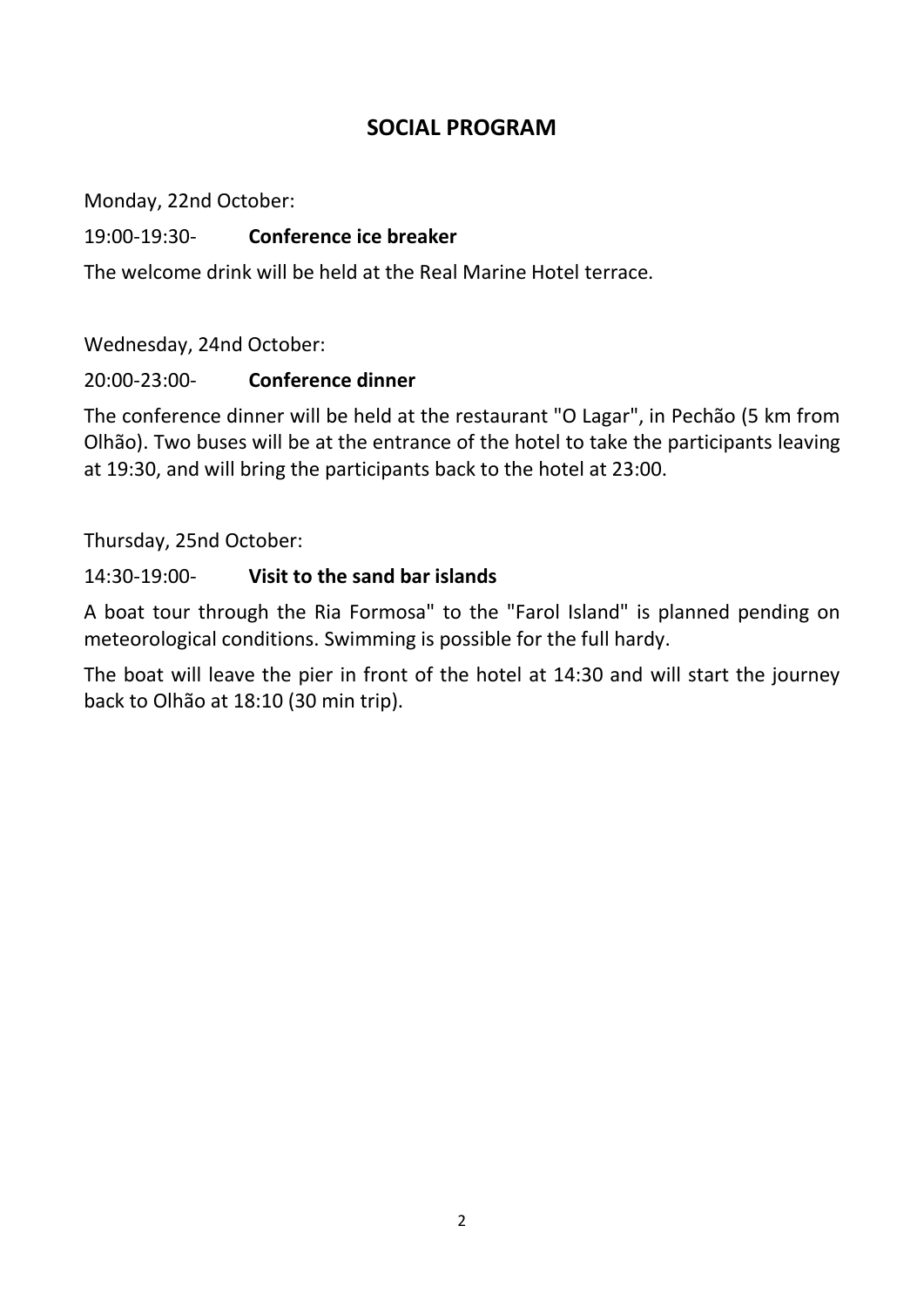## SOCIAL PROGRAM

Monday, 22nd October:

19:00-19:30- **Conference ice breaker**

The welcome drink will be held at the Real Marine Hotel terrace.

Wednesday, 24nd October:

20:00-23:00- **Conference dinner**

The conference dinner will be held at the restaurant "O Lagar", in Pechão (5 km from Olhão). Two buses will be at the entrance of the hotel to take the participants leaving at 19:30, and will bring the participants back to the hotel at 23:00.

Thursday, 25nd October:

14:30-19:00- **Visit to the sand bar islands**

A boat tour through the Ria Formosa" to the "Farol Island" is planned pending on meteorological conditions. Swimming is possible for the full hardy.

The boat will leave the pier in front of the hotel at 14:30 and will start the journey back to Olhão at 18:10 (30 min trip).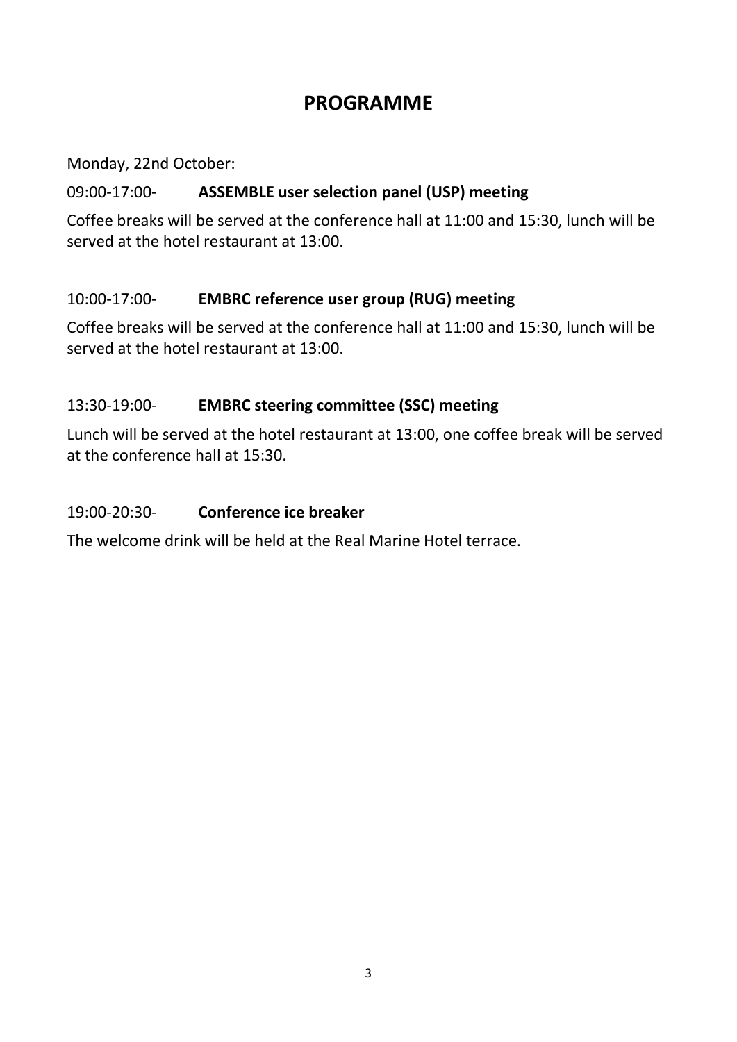# PROGRAMME

Monday, 22nd October:

09:00-17:00- **ASSEMBLE user selection panel (USP) meeting**

Coffee breaks will be served at the conference hall at 11:00 and 15:30, lunch will be served at the hotel restaurant at 13:00.

10:00-17:00- **EMBRC reference user group (RUG) meeting**

Coffee breaks will be served at the conference hall at 11:00 and 15:30, lunch will be served at the hotel restaurant at 13:00.

13:30-19:00- **EMBRC steering committee (SSC) meeting**

Lunch will be served at the hotel restaurant at 13:00, one coffee break will be served at the conference hall at 15:30.

19:00-20:30- **Conference ice breaker**

The welcome drink will be held at the Real Marine Hotel terrace.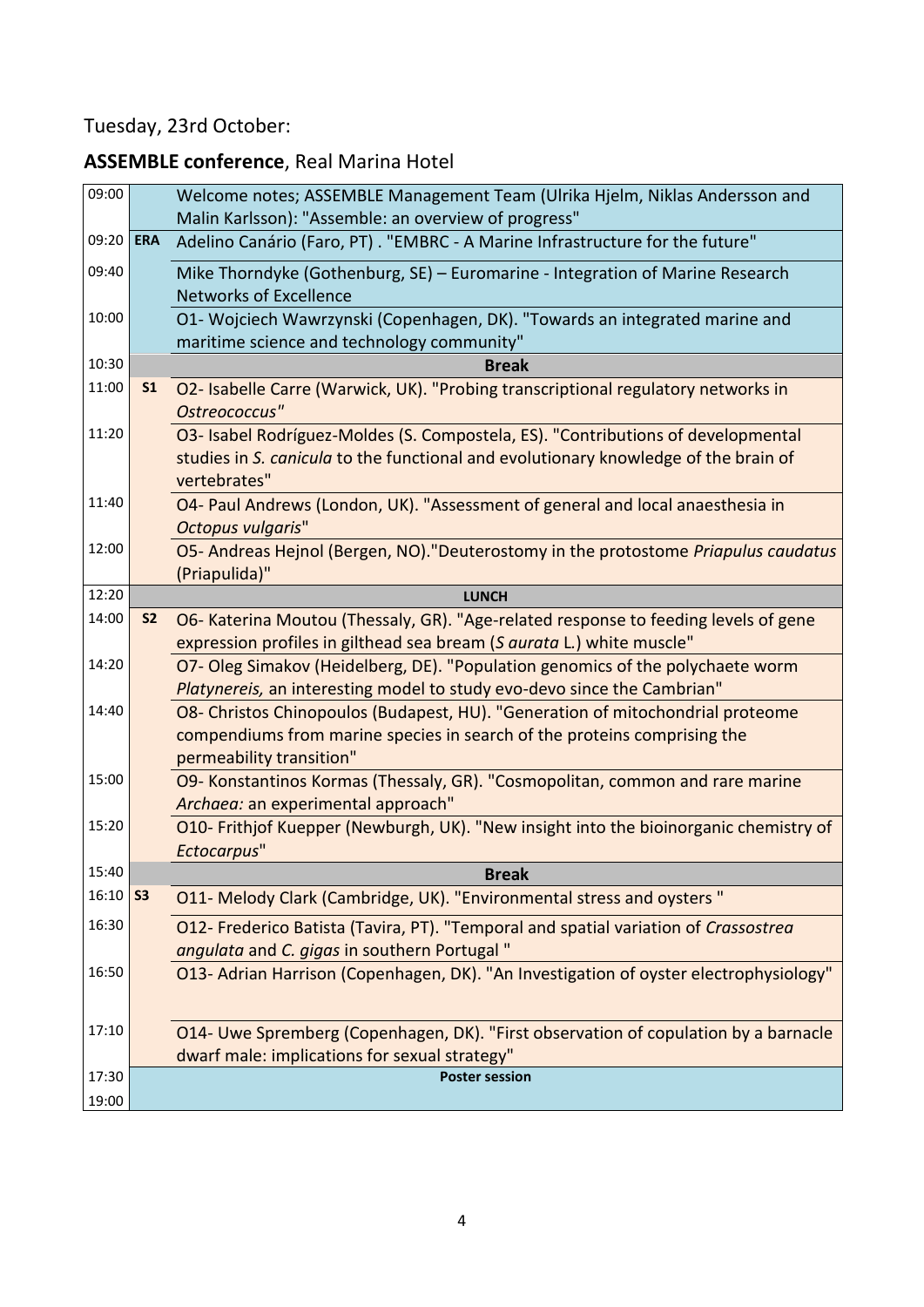Tuesday, 23rd October:

**ASSEMBLE conference**, Real Marina Hotel

| Time | Session | |
|---|---|---|
| 09:00 | | Welcome notes; ASSEMBLE Management Team (Ulrika Hjelm, Niklas Andersson and Malin Karlsson): "Assemble: an overview of progress" |
| 09:20 | **ERA** | Adelino Canário (Faro, PT) . "EMBRC - A Marine Infrastructure for the future" |
| 09:40 | | Mike Thorndyke (Gothenburg, SE) – Euromarine - Integration of Marine Research Networks of Excellence |
| 10:00 | | O1- Wojciech Wawrzynski (Copenhagen, DK). "Towards an integrated marine and maritime science and technology community" |
| 10:30 | | **Break** |
| 11:00 | **S1** | O2- Isabelle Carre (Warwick, UK). "Probing transcriptional regulatory networks in *Ostreococcus*" |
| 11:20 | | O3- Isabel Rodríguez-Moldes (S. Compostela, ES). "Contributions of developmental studies in *S. canicula* to the functional and evolutionary knowledge of the brain of vertebrates" |
| 11:40 | | O4- Paul Andrews (London, UK). "Assessment of general and local anaesthesia in *Octopus vulgaris*" |
| 12:00 | | O5- Andreas Hejnol (Bergen, NO)."Deuterostomy in the protostome *Priapulus caudatus* (Priapulida)" |
| 12:20 | | **LUNCH** |
| 14:00 | **S2** | O6- Katerina Moutou (Thessaly, GR). "Age-related response to feeding levels of gene expression profiles in gilthead sea bream (*S aurata* L.) white muscle" |
| 14:20 | | O7- Oleg Simakov (Heidelberg, DE). "Population genomics of the polychaete worm *Platynereis,* an interesting model to study evo-devo since the Cambrian" |
| 14:40 | | O8- Christos Chinopoulos (Budapest, HU). "Generation of mitochondrial proteome compendiums from marine species in search of the proteins comprising the permeability transition" |
| 15:00 | | O9- Konstantinos Kormas (Thessaly, GR). "Cosmopolitan, common and rare marine *Archaea:* an experimental approach" |
| 15:20 | | O10- Frithjof Kuepper (Newburgh, UK). "New insight into the bioinorganic chemistry of *Ectocarpus*" |
| 15:40 | | **Break** |
| 16:10 | **S3** | O11- Melody Clark (Cambridge, UK). "Environmental stress and oysters " |
| 16:30 | | O12- Frederico Batista (Tavira, PT). "Temporal and spatial variation of *Crassostrea angulata* and *C. gigas* in southern Portugal " |
| 16:50 | | O13- Adrian Harrison (Copenhagen, DK). "An Investigation of oyster electrophysiology" |
| 17:10 | | O14- Uwe Spremberg (Copenhagen, DK). "First observation of copulation by a barnacle dwarf male: implications for sexual strategy" |
| 17:30 | | **Poster session** |
| 19:00 | | |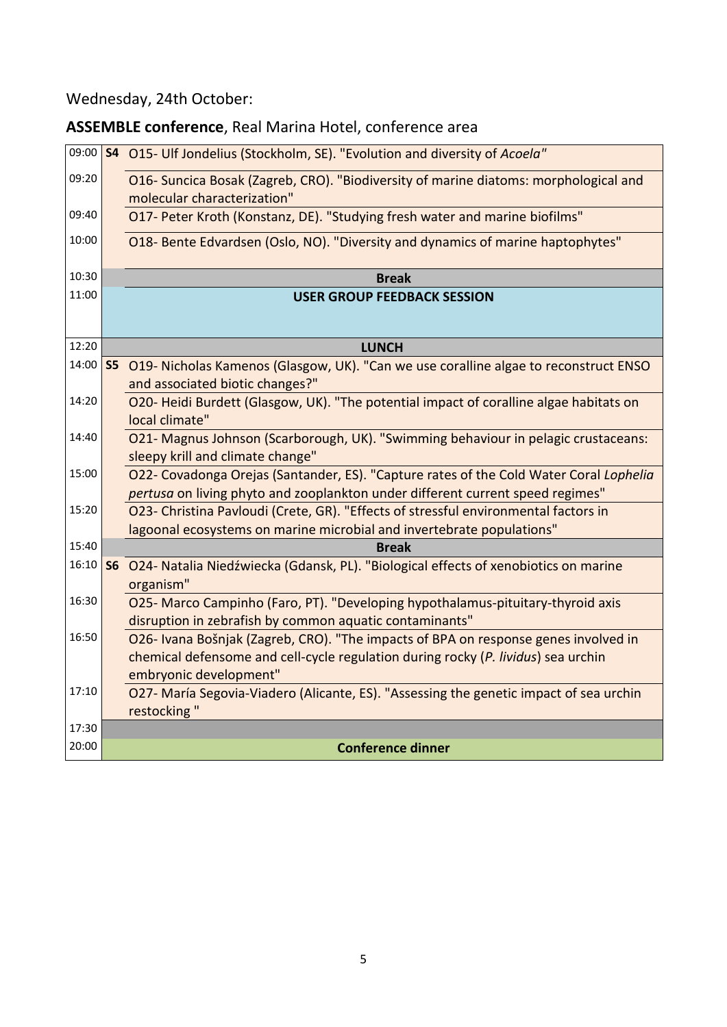Wednesday, 24th October:

**ASSEMBLE conference**, Real Marina Hotel, conference area

| | | |
|---|---|---|
| 09:00 | **S4** | O15- Ulf Jondelius (Stockholm, SE). "Evolution and diversity of *Acoela"* |
| 09:20 | | O16- Suncica Bosak (Zagreb, CRO). "Biodiversity of marine diatoms: morphological and molecular characterization" |
| 09:40 | | O17- Peter Kroth (Konstanz, DE). "Studying fresh water and marine biofilms" |
| 10:00 | | O18- Bente Edvardsen (Oslo, NO). "Diversity and dynamics of marine haptophytes" |
| 10:30 | | **Break** |
| 11:00 | | **USER GROUP FEEDBACK SESSION** |
| 12:20 | | **LUNCH** |
| 14:00 | **S5** | O19- Nicholas Kamenos (Glasgow, UK). "Can we use coralline algae to reconstruct ENSO and associated biotic changes?" |
| 14:20 | | O20- Heidi Burdett (Glasgow, UK). "The potential impact of coralline algae habitats on local climate" |
| 14:40 | | O21- Magnus Johnson (Scarborough, UK). "Swimming behaviour in pelagic crustaceans: sleepy krill and climate change" |
| 15:00 | | O22- Covadonga Orejas (Santander, ES). "Capture rates of the Cold Water Coral *Lophelia pertusa* on living phyto and zooplankton under different current speed regimes" |
| 15:20 | | O23- Christina Pavloudi (Crete, GR). "Effects of stressful environmental factors in lagoonal ecosystems on marine microbial and invertebrate populations" |
| 15:40 | | **Break** |
| 16:10 | **S6** | O24- Natalia Niedźwiecka (Gdansk, PL). "Biological effects of xenobiotics on marine organism" |
| 16:30 | | O25- Marco Campinho (Faro, PT). "Developing hypothalamus-pituitary-thyroid axis disruption in zebrafish by common aquatic contaminants" |
| 16:50 | | O26- Ivana Bošnjak (Zagreb, CRO). "The impacts of BPA on response genes involved in chemical defensome and cell-cycle regulation during rocky (*P. lividus*) sea urchin embryonic development" |
| 17:10 | | O27- María Segovia-Viadero (Alicante, ES). "Assessing the genetic impact of sea urchin restocking " |
| 17:30 | | |
| 20:00 | | **Conference dinner** |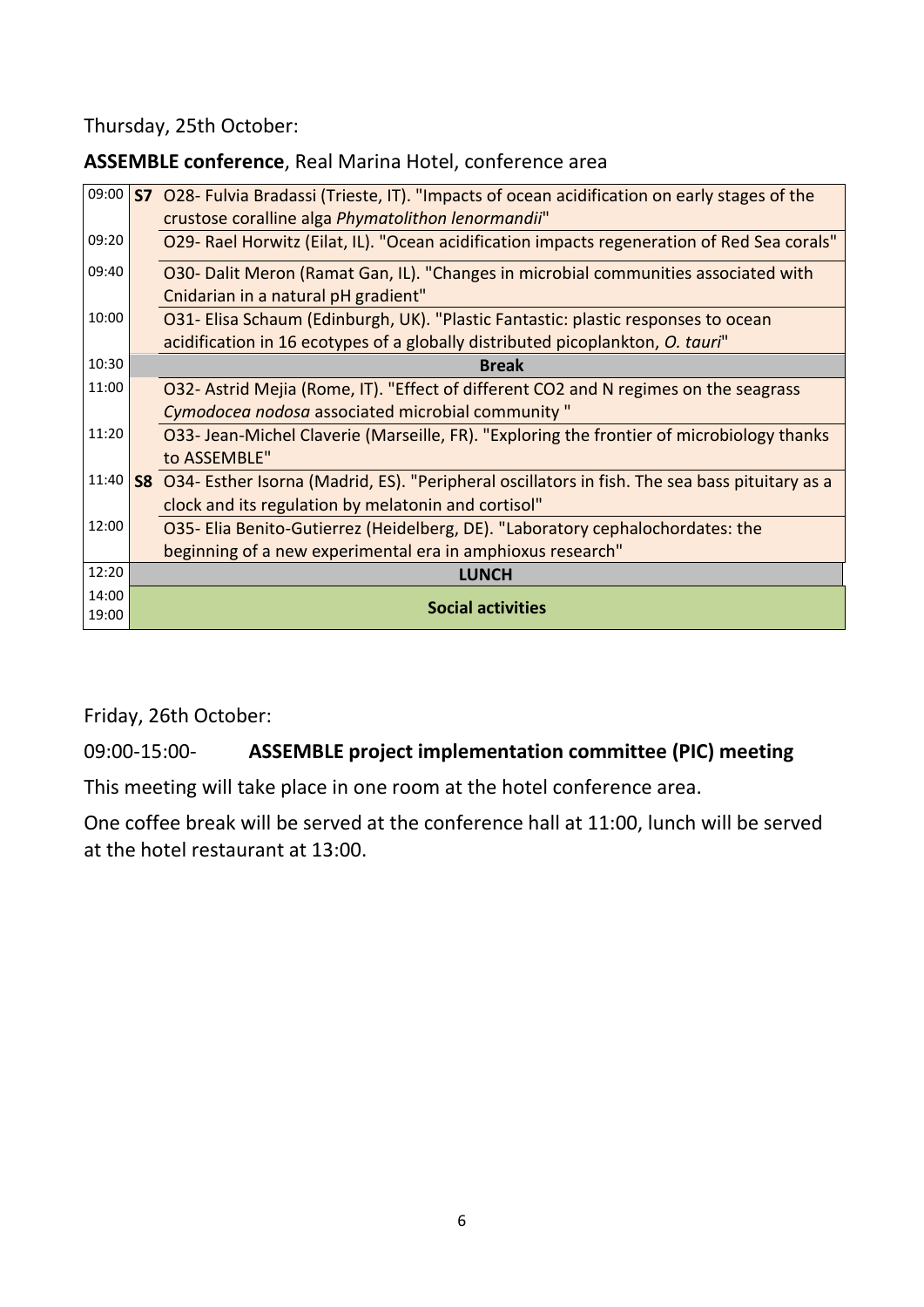Thursday, 25th October:

**ASSEMBLE conference**, Real Marina Hotel, conference area

| | | |
|---|---|---|
| 09:00 | **S7** | O28- Fulvia Bradassi (Trieste, IT). "Impacts of ocean acidification on early stages of the crustose coralline alga *Phymatolithon lenormandii*" |
| 09:20 | | O29- Rael Horwitz (Eilat, IL). "Ocean acidification impacts regeneration of Red Sea corals" |
| 09:40 | | O30- Dalit Meron (Ramat Gan, IL). "Changes in microbial communities associated with Cnidarian in a natural pH gradient" |
| 10:00 | | O31- Elisa Schaum (Edinburgh, UK). "Plastic Fantastic: plastic responses to ocean acidification in 16 ecotypes of a globally distributed picoplankton, *O. tauri*" |
| 10:30 | | **Break** |
| 11:00 | | O32- Astrid Mejia (Rome, IT). "Effect of different CO2 and N regimes on the seagrass *Cymodocea nodosa* associated microbial community " |
| 11:20 | | O33- Jean-Michel Claverie (Marseille, FR). "Exploring the frontier of microbiology thanks to ASSEMBLE" |
| 11:40 | **S8** | O34- Esther Isorna (Madrid, ES). "Peripheral oscillators in fish. The sea bass pituitary as a clock and its regulation by melatonin and cortisol" |
| 12:00 | | O35- Elia Benito-Gutierrez (Heidelberg, DE). "Laboratory cephalochordates: the beginning of a new experimental era in amphioxus research" |
| 12:20 | | **LUNCH** |
| 14:00 19:00 | | **Social activities** |

Friday, 26th October:

09:00-15:00- **ASSEMBLE project implementation committee (PIC) meeting**

This meeting will take place in one room at the hotel conference area.

One coffee break will be served at the conference hall at 11:00, lunch will be served at the hotel restaurant at 13:00.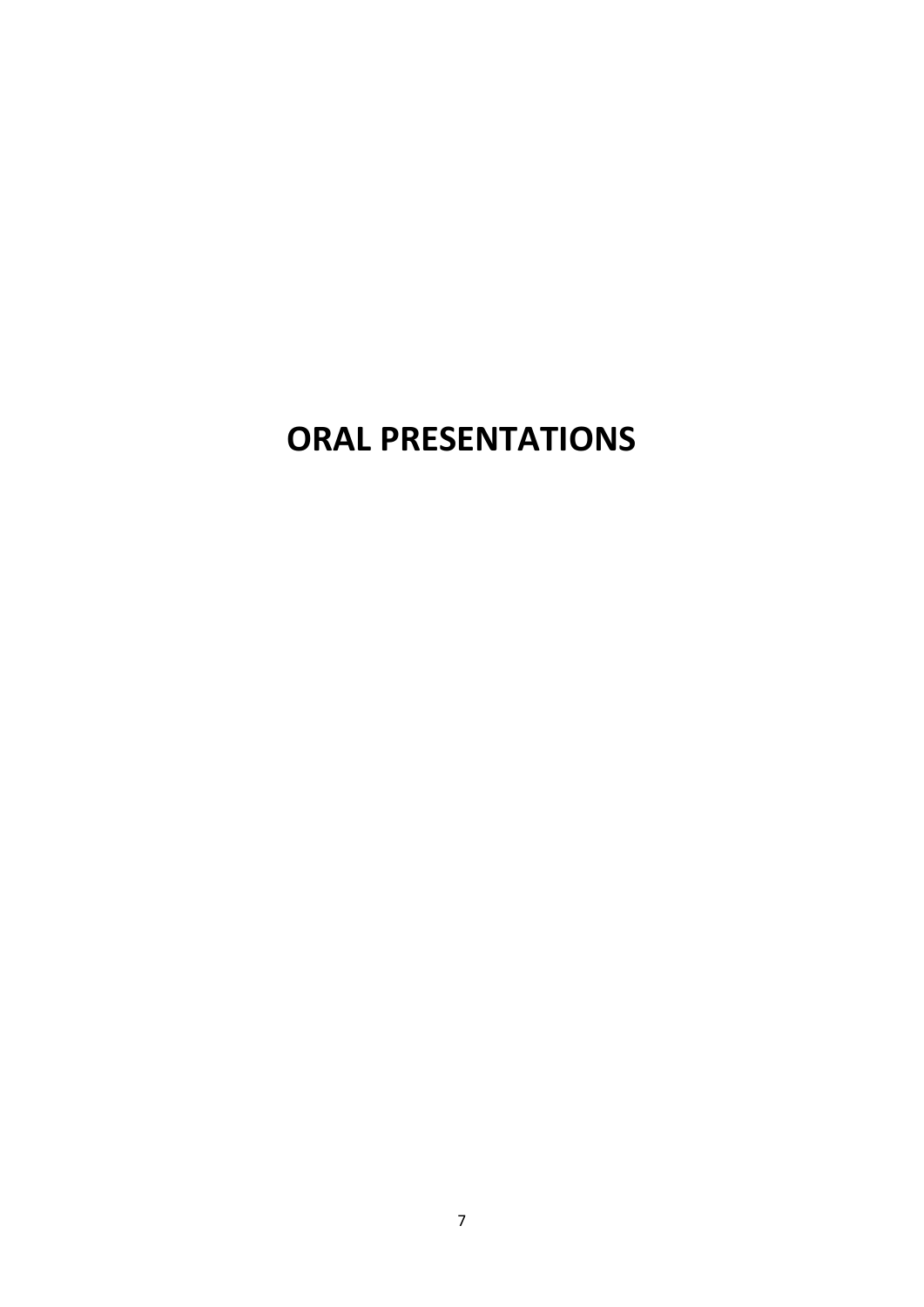# ORAL PRESENTATIONS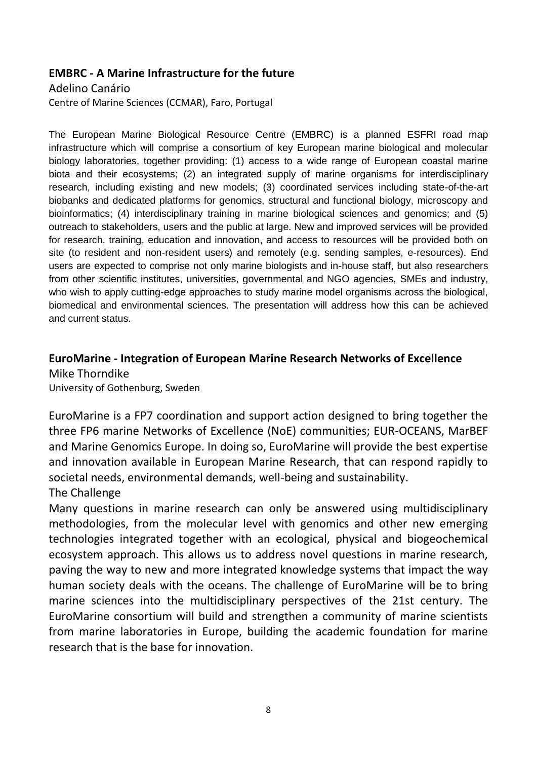## EMBRC - A Marine Infrastructure for the future

Adelino Canário

Centre of Marine Sciences (CCMAR), Faro, Portugal

The European Marine Biological Resource Centre (EMBRC) is a planned ESFRI road map infrastructure which will comprise a consortium of key European marine biological and molecular biology laboratories, together providing: (1) access to a wide range of European coastal marine biota and their ecosystems; (2) an integrated supply of marine organisms for interdisciplinary research, including existing and new models; (3) coordinated services including state-of-the-art biobanks and dedicated platforms for genomics, structural and functional biology, microscopy and bioinformatics; (4) interdisciplinary training in marine biological sciences and genomics; and (5) outreach to stakeholders, users and the public at large. New and improved services will be provided for research, training, education and innovation, and access to resources will be provided both on site (to resident and non-resident users) and remotely (e.g. sending samples, e-resources). End users are expected to comprise not only marine biologists and in-house staff, but also researchers from other scientific institutes, universities, governmental and NGO agencies, SMEs and industry, who wish to apply cutting-edge approaches to study marine model organisms across the biological, biomedical and environmental sciences. The presentation will address how this can be achieved and current status.

## EuroMarine - Integration of European Marine Research Networks of Excellence

Mike Thorndike

University of Gothenburg, Sweden

EuroMarine is a FP7 coordination and support action designed to bring together the three FP6 marine Networks of Excellence (NoE) communities; EUR-OCEANS, MarBEF and Marine Genomics Europe. In doing so, EuroMarine will provide the best expertise and innovation available in European Marine Research, that can respond rapidly to societal needs, environmental demands, well-being and sustainability.

The Challenge

Many questions in marine research can only be answered using multidisciplinary methodologies, from the molecular level with genomics and other new emerging technologies integrated together with an ecological, physical and biogeochemical ecosystem approach. This allows us to address novel questions in marine research, paving the way to new and more integrated knowledge systems that impact the way human society deals with the oceans. The challenge of EuroMarine will be to bring marine sciences into the multidisciplinary perspectives of the 21st century. The EuroMarine consortium will build and strengthen a community of marine scientists from marine laboratories in Europe, building the academic foundation for marine research that is the base for innovation.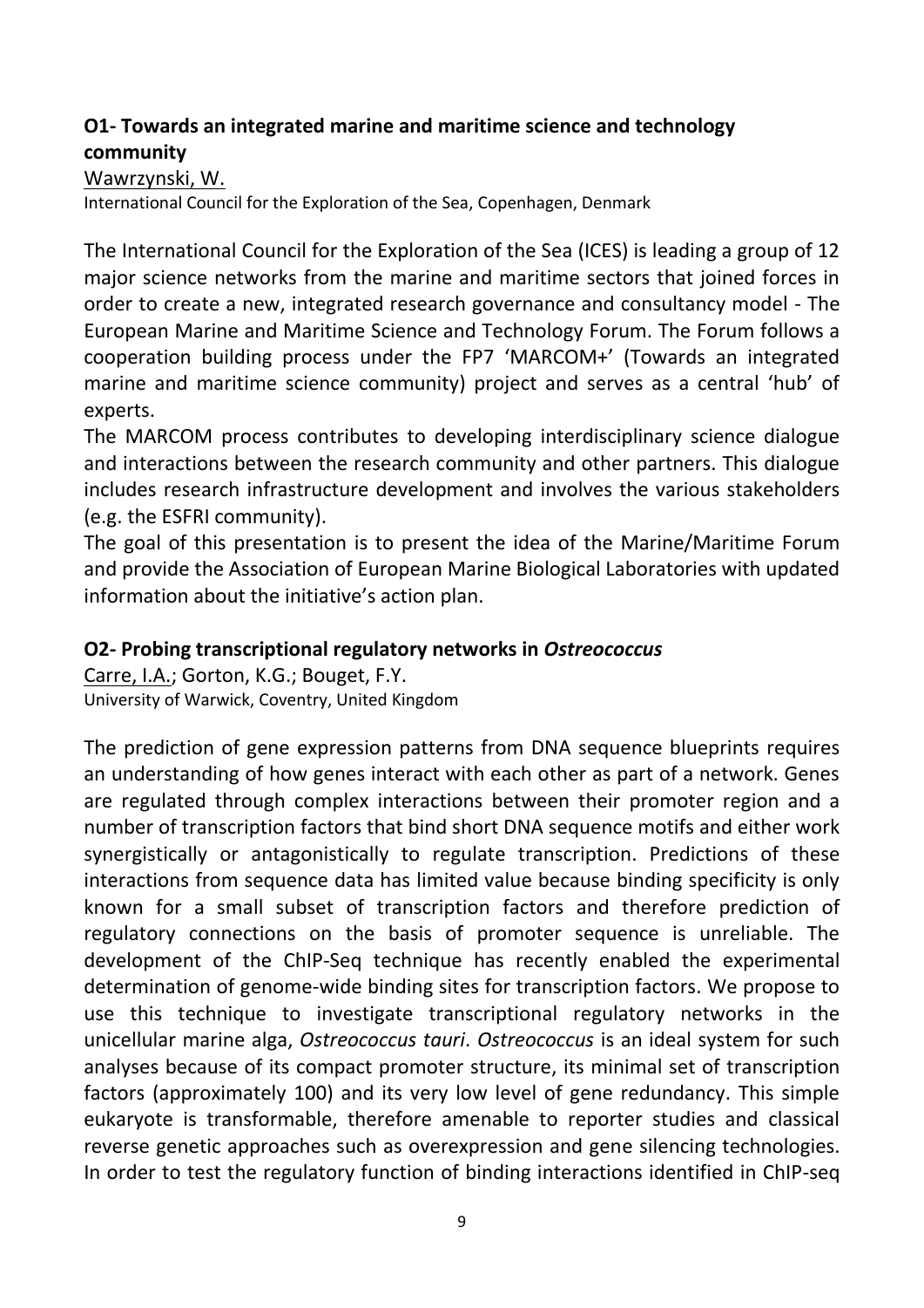### **O1- Towards an integrated marine and maritime science and technology community**

Wawrzynski, W.

International Council for the Exploration of the Sea, Copenhagen, Denmark

The International Council for the Exploration of the Sea (ICES) is leading a group of 12 major science networks from the marine and maritime sectors that joined forces in order to create a new, integrated research governance and consultancy model - The European Marine and Maritime Science and Technology Forum. The Forum follows a cooperation building process under the FP7 'MARCOM+' (Towards an integrated marine and maritime science community) project and serves as a central 'hub' of experts.

The MARCOM process contributes to developing interdisciplinary science dialogue and interactions between the research community and other partners. This dialogue includes research infrastructure development and involves the various stakeholders (e.g. the ESFRI community).

The goal of this presentation is to present the idea of the Marine/Maritime Forum and provide the Association of European Marine Biological Laboratories with updated information about the initiative's action plan.

### **O2- Probing transcriptional regulatory networks in *Ostreococcus***

Carre, I.A.; Gorton, K.G.; Bouget, F.Y.

University of Warwick, Coventry, United Kingdom

The prediction of gene expression patterns from DNA sequence blueprints requires an understanding of how genes interact with each other as part of a network. Genes are regulated through complex interactions between their promoter region and a number of transcription factors that bind short DNA sequence motifs and either work synergistically or antagonistically to regulate transcription. Predictions of these interactions from sequence data has limited value because binding specificity is only known for a small subset of transcription factors and therefore prediction of regulatory connections on the basis of promoter sequence is unreliable. The development of the ChIP-Seq technique has recently enabled the experimental determination of genome-wide binding sites for transcription factors. We propose to use this technique to investigate transcriptional regulatory networks in the unicellular marine alga, *Ostreococcus tauri*. *Ostreococcus* is an ideal system for such analyses because of its compact promoter structure, its minimal set of transcription factors (approximately 100) and its very low level of gene redundancy. This simple eukaryote is transformable, therefore amenable to reporter studies and classical reverse genetic approaches such as overexpression and gene silencing technologies. In order to test the regulatory function of binding interactions identified in ChIP-seq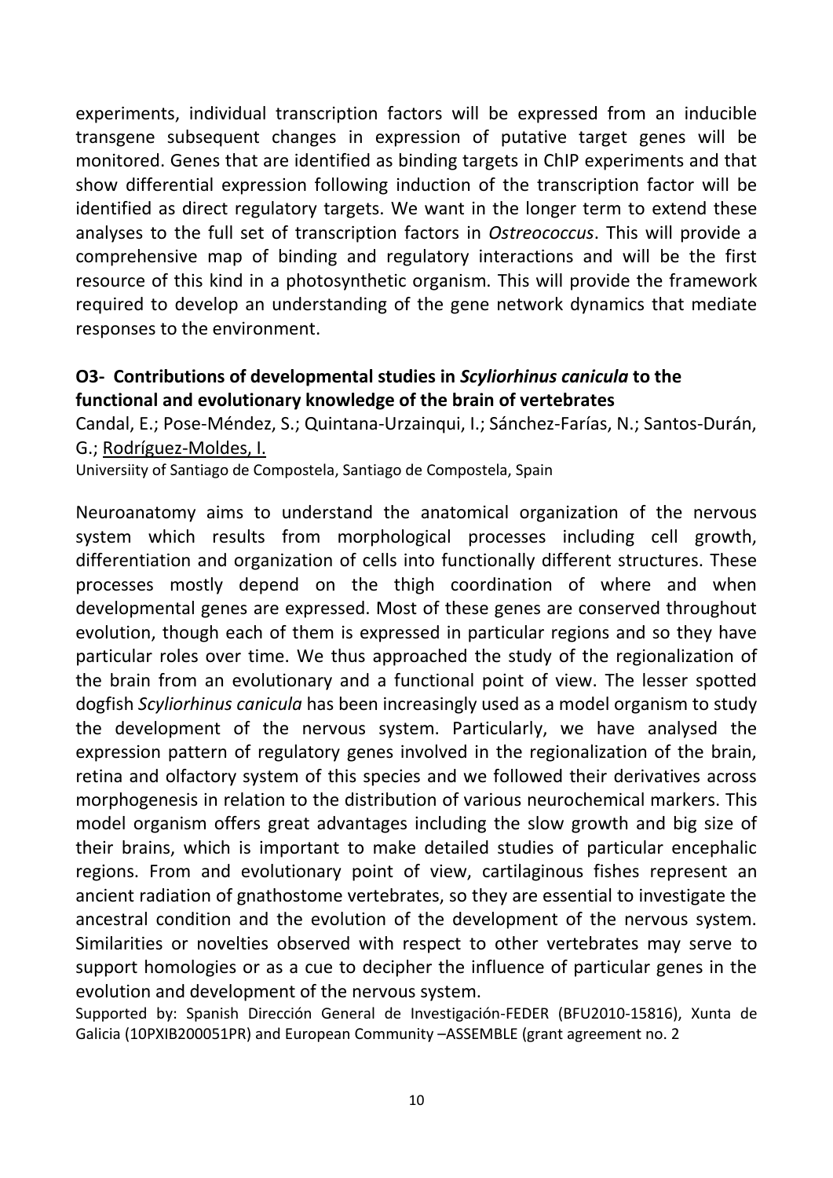experiments, individual transcription factors will be expressed from an inducible transgene subsequent changes in expression of putative target genes will be monitored. Genes that are identified as binding targets in ChIP experiments and that show differential expression following induction of the transcription factor will be identified as direct regulatory targets. We want in the longer term to extend these analyses to the full set of transcription factors in *Ostreococcus*. This will provide a comprehensive map of binding and regulatory interactions and will be the first resource of this kind in a photosynthetic organism. This will provide the framework required to develop an understanding of the gene network dynamics that mediate responses to the environment.

### O3- Contributions of developmental studies in *Scyliorhinus canicula* to the functional and evolutionary knowledge of the brain of vertebrates

Candal, E.; Pose-Méndez, S.; Quintana-Urzainqui, I.; Sánchez-Farías, N.; Santos-Durán, G.; <u>Rodríguez-Moldes, I.</u>

Universiity of Santiago de Compostela, Santiago de Compostela, Spain

Neuroanatomy aims to understand the anatomical organization of the nervous system which results from morphological processes including cell growth, differentiation and organization of cells into functionally different structures. These processes mostly depend on the thigh coordination of where and when developmental genes are expressed. Most of these genes are conserved throughout evolution, though each of them is expressed in particular regions and so they have particular roles over time. We thus approached the study of the regionalization of the brain from an evolutionary and a functional point of view. The lesser spotted dogfish *Scyliorhinus canicula* has been increasingly used as a model organism to study the development of the nervous system. Particularly, we have analysed the expression pattern of regulatory genes involved in the regionalization of the brain, retina and olfactory system of this species and we followed their derivatives across morphogenesis in relation to the distribution of various neurochemical markers. This model organism offers great advantages including the slow growth and big size of their brains, which is important to make detailed studies of particular encephalic regions. From and evolutionary point of view, cartilaginous fishes represent an ancient radiation of gnathostome vertebrates, so they are essential to investigate the ancestral condition and the evolution of the development of the nervous system. Similarities or novelties observed with respect to other vertebrates may serve to support homologies or as a cue to decipher the influence of particular genes in the evolution and development of the nervous system.

Supported by: Spanish Dirección General de Investigación-FEDER (BFU2010-15816), Xunta de Galicia (10PXIB200051PR) and European Community –ASSEMBLE (grant agreement no. 2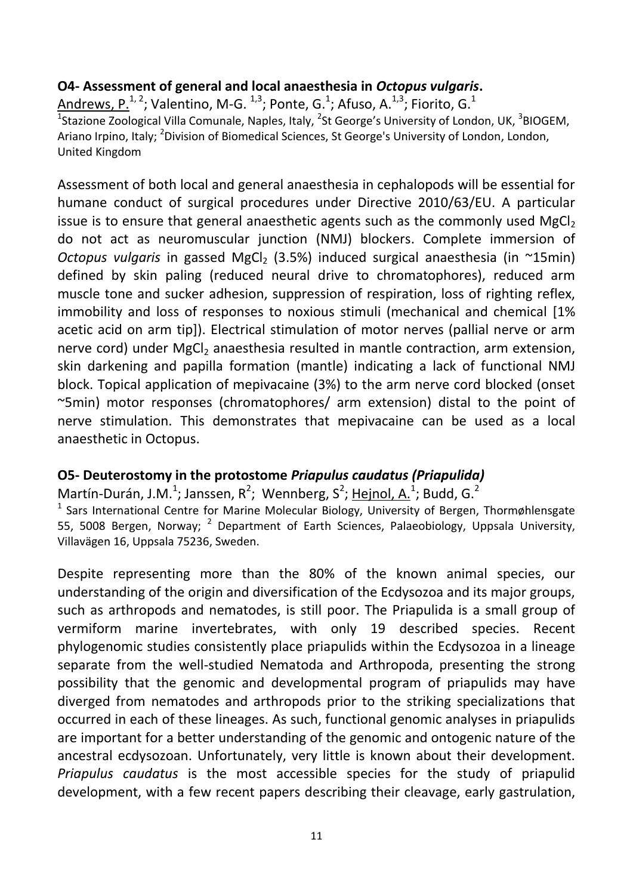### O4- Assessment of general and local anaesthesia in *Octopus vulgaris*.

Andrews, P.[1, 2]; Valentino, M-G. [1,3]; Ponte, G.[1]; Afuso, A.[1,3]; Fiorito, G.[1]

[1]Stazione Zoologica Villa Comunale, Naples, Italy, [2]St George's University of London, UK, [3]BIOGEM, Ariano Irpino, Italy; [2]Division of Biomedical Sciences, St George's University of London, London, United Kingdom

Assessment of both local and general anaesthesia in cephalopods will be essential for humane conduct of surgical procedures under Directive 2010/63/EU. A particular issue is to ensure that general anaesthetic agents such as the commonly used $MgCl_2$ do not act as neuromuscular junction (NMJ) blockers. Complete immersion of *Octopus vulgaris* in gassed $MgCl_2$ (3.5%) induced surgical anaesthesia (in ~15min) defined by skin paling (reduced neural drive to chromatophores), reduced arm muscle tone and sucker adhesion, suppression of respiration, loss of righting reflex, immobility and loss of responses to noxious stimuli (mechanical and chemical [1% acetic acid on arm tip]). Electrical stimulation of motor nerves (pallial nerve or arm nerve cord) under $MgCl_2$ anaesthesia resulted in mantle contraction, arm extension, skin darkening and papilla formation (mantle) indicating a lack of functional NMJ block. Topical application of mepivacaine (3%) to the arm nerve cord blocked (onset ~5min) motor responses (chromatophores/ arm extension) distal to the point of nerve stimulation. This demonstrates that mepivacaine can be used as a local anaesthetic in Octopus.

### O5- Deuterostomy in the protostome *Priapulus caudatus (Priapulida)*

Martín-Durán, J.M.[1]; Janssen, R[2]; Wennberg, S[2]; Hejnol, A.[1]; Budd, G.[2]

[1] Sars International Centre for Marine Molecular Biology, University of Bergen, Thormøhlensgate 55, 5008 Bergen, Norway; [2] Department of Earth Sciences, Palaeobiology, Uppsala University, Villavägen 16, Uppsala 75236, Sweden.

Despite representing more than the 80% of the known animal species, our understanding of the origin and diversification of the Ecdysozoa and its major groups, such as arthropods and nematodes, is still poor. The Priapulida is a small group of vermiform marine invertebrates, with only 19 described species. Recent phylogenomic studies consistently place priapulids within the Ecdysozoa in a lineage separate from the well-studied Nematoda and Arthropoda, presenting the strong possibility that the genomic and developmental program of priapulids may have diverged from nematodes and arthropods prior to the striking specializations that occurred in each of these lineages. As such, functional genomic analyses in priapulids are important for a better understanding of the genomic and ontogenic nature of the ancestral ecdysozoan. Unfortunately, very little is known about their development. *Priapulus caudatus* is the most accessible species for the study of priapulid development, with a few recent papers describing their cleavage, early gastrulation,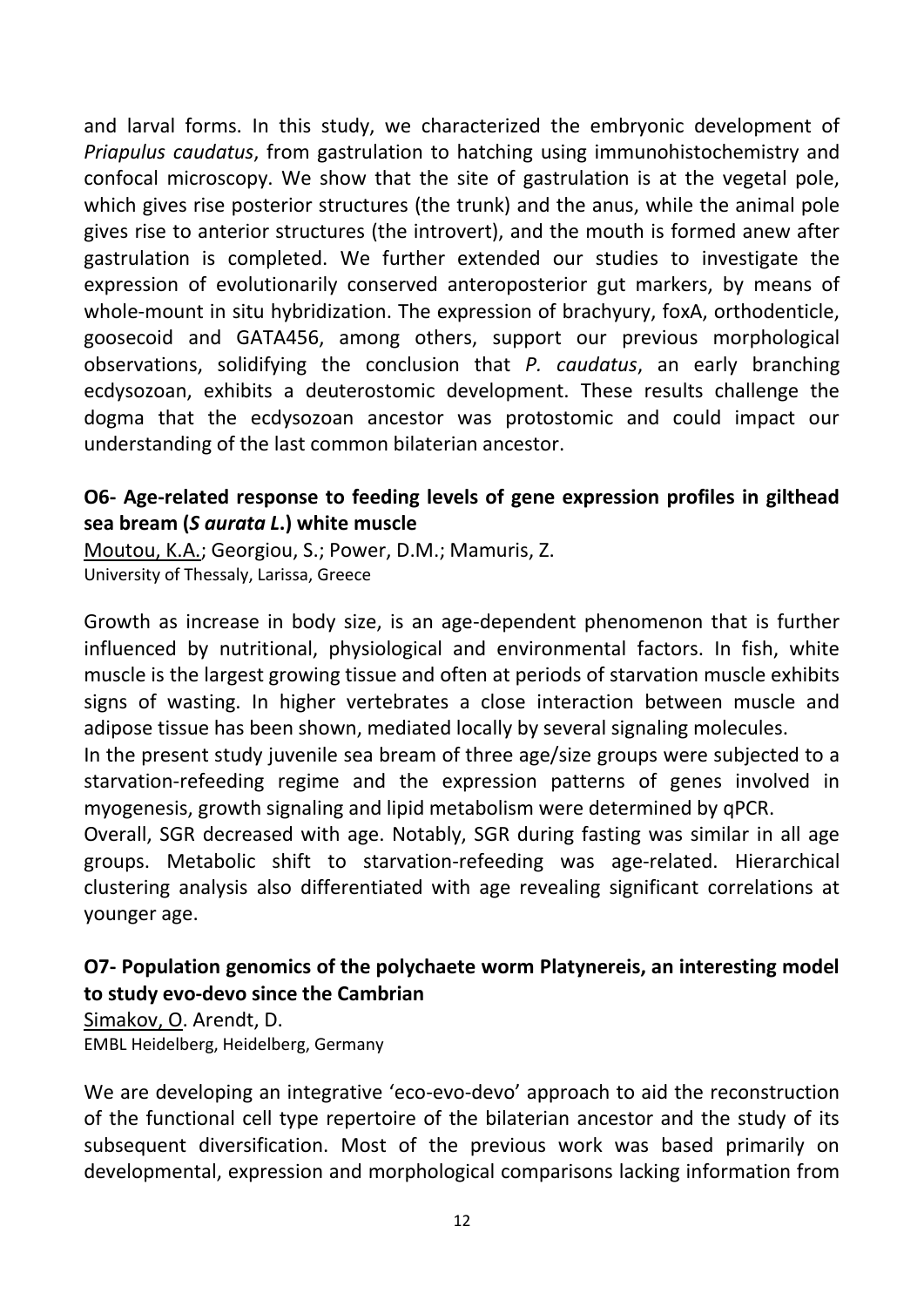and larval forms. In this study, we characterized the embryonic development of *Priapulus caudatus*, from gastrulation to hatching using immunohistochemistry and confocal microscopy. We show that the site of gastrulation is at the vegetal pole, which gives rise posterior structures (the trunk) and the anus, while the animal pole gives rise to anterior structures (the introvert), and the mouth is formed anew after gastrulation is completed. We further extended our studies to investigate the expression of evolutionarily conserved anteroposterior gut markers, by means of whole-mount in situ hybridization. The expression of brachyury, foxA, orthodenticle, goosecoid and GATA456, among others, support our previous morphological observations, solidifying the conclusion that *P. caudatus*, an early branching ecdysozoan, exhibits a deuterostomic development. These results challenge the dogma that the ecdysozoan ancestor was protostomic and could impact our understanding of the last common bilaterian ancestor.

### O6- Age-related response to feeding levels of gene expression profiles in gilthead sea bream (*S aurata L.*) white muscle

Moutou, K.A.; Georgiou, S.; Power, D.M.; Mamuris, Z.
University of Thessaly, Larissa, Greece

Growth as increase in body size, is an age-dependent phenomenon that is further influenced by nutritional, physiological and environmental factors. In fish, white muscle is the largest growing tissue and often at periods of starvation muscle exhibits signs of wasting. In higher vertebrates a close interaction between muscle and adipose tissue has been shown, mediated locally by several signaling molecules.
In the present study juvenile sea bream of three age/size groups were subjected to a starvation-refeeding regime and the expression patterns of genes involved in myogenesis, growth signaling and lipid metabolism were determined by qPCR.
Overall, SGR decreased with age. Notably, SGR during fasting was similar in all age groups. Metabolic shift to starvation-refeeding was age-related. Hierarchical clustering analysis also differentiated with age revealing significant correlations at younger age.

### O7- Population genomics of the polychaete worm Platynereis, an interesting model to study evo-devo since the Cambrian

Simakov, O. Arendt, D.
EMBL Heidelberg, Heidelberg, Germany

We are developing an integrative 'eco-evo-devo' approach to aid the reconstruction of the functional cell type repertoire of the bilaterian ancestor and the study of its subsequent diversification. Most of the previous work was based primarily on developmental, expression and morphological comparisons lacking information from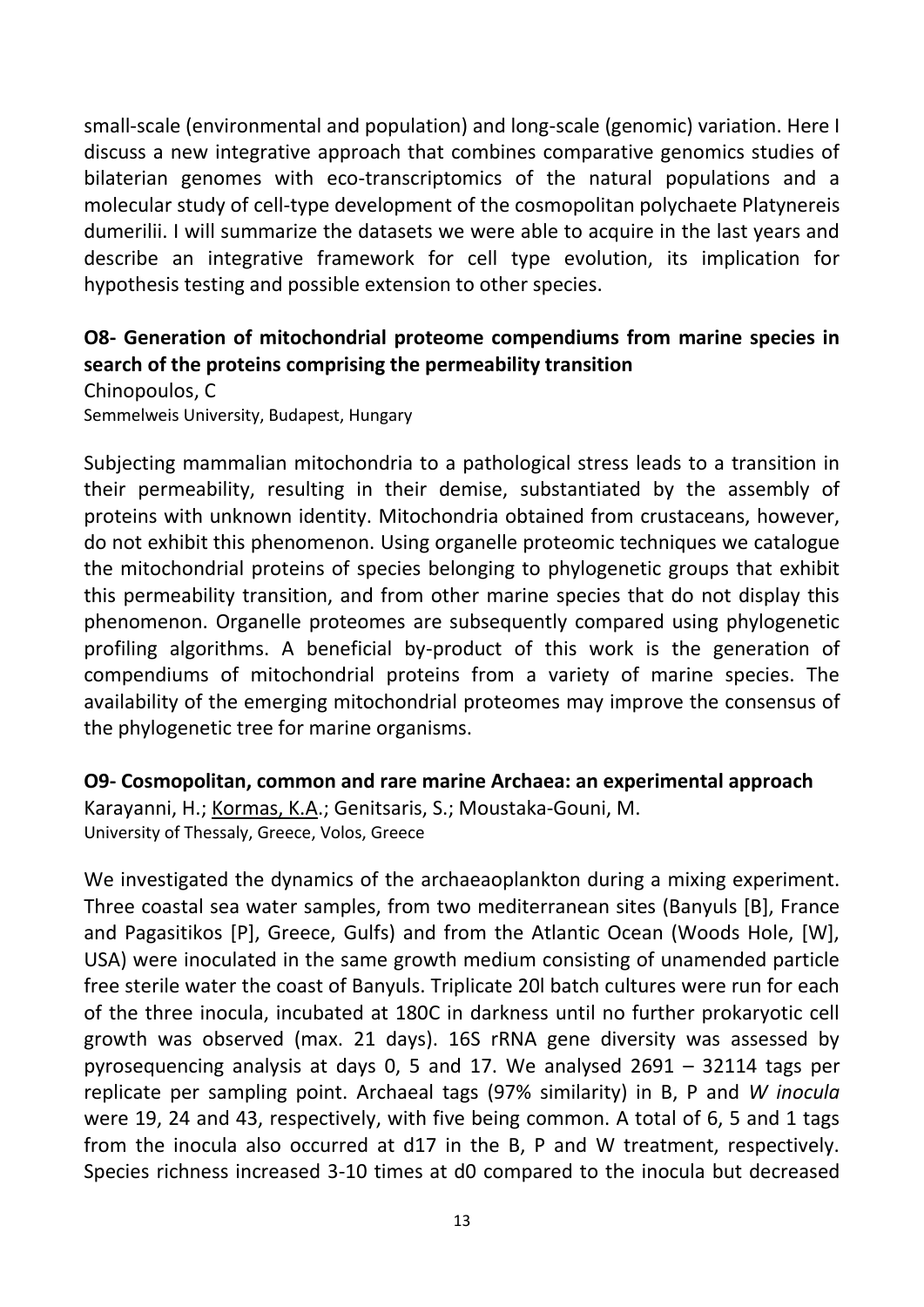small-scale (environmental and population) and long-scale (genomic) variation. Here I discuss a new integrative approach that combines comparative genomics studies of bilaterian genomes with eco-transcriptomics of the natural populations and a molecular study of cell-type development of the cosmopolitan polychaete Platynereis dumerilii. I will summarize the datasets we were able to acquire in the last years and describe an integrative framework for cell type evolution, its implication for hypothesis testing and possible extension to other species.

### O8- Generation of mitochondrial proteome compendiums from marine species in search of the proteins comprising the permeability transition

Chinopoulos, C
Semmelweis University, Budapest, Hungary

Subjecting mammalian mitochondria to a pathological stress leads to a transition in their permeability, resulting in their demise, substantiated by the assembly of proteins with unknown identity. Mitochondria obtained from crustaceans, however, do not exhibit this phenomenon. Using organelle proteomic techniques we catalogue the mitochondrial proteins of species belonging to phylogenetic groups that exhibit this permeability transition, and from other marine species that do not display this phenomenon. Organelle proteomes are subsequently compared using phylogenetic profiling algorithms. A beneficial by-product of this work is the generation of compendiums of mitochondrial proteins from a variety of marine species. The availability of the emerging mitochondrial proteomes may improve the consensus of the phylogenetic tree for marine organisms.

### O9- Cosmopolitan, common and rare marine Archaea: an experimental approach

Karayanni, H.; Kormas, K.A.; Genitsaris, S.; Moustaka-Gouni, M.
University of Thessaly, Greece, Volos, Greece

We investigated the dynamics of the archaeaoplankton during a mixing experiment. Three coastal sea water samples, from two mediterranean sites (Banyuls [B], France and Pagasitikos [P], Greece, Gulfs) and from the Atlantic Ocean (Woods Hole, [W], USA) were inoculated in the same growth medium consisting of unamended particle free sterile water the coast of Banyuls. Triplicate 20l batch cultures were run for each of the three inocula, incubated at 180C in darkness until no further prokaryotic cell growth was observed (max. 21 days). 16S rRNA gene diversity was assessed by pyrosequencing analysis at days 0, 5 and 17. We analysed 2691 – 32114 tags per replicate per sampling point. Archaeal tags (97% similarity) in B, P and *W inocula* were 19, 24 and 43, respectively, with five being common. A total of 6, 5 and 1 tags from the inocula also occurred at d17 in the B, P and W treatment, respectively. Species richness increased 3-10 times at d0 compared to the inocula but decreased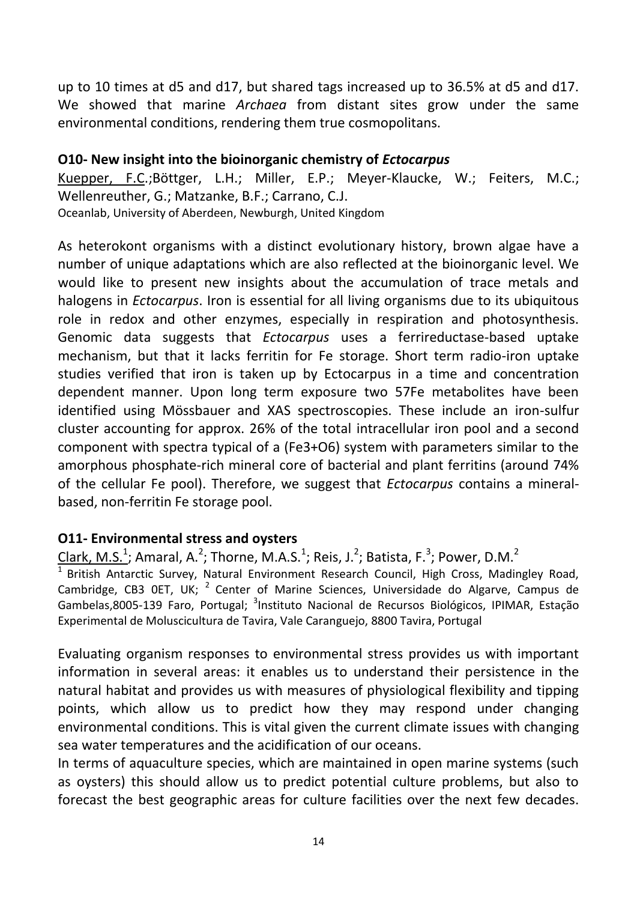up to 10 times at d5 and d17, but shared tags increased up to 36.5% at d5 and d17. We showed that marine *Archaea* from distant sites grow under the same environmental conditions, rendering them true cosmopolitans.

### O10- New insight into the bioinorganic chemistry of *Ectocarpus*

Kuepper, F.C.;Böttger, L.H.; Miller, E.P.; Meyer-Klaucke, W.; Feiters, M.C.; Wellenreuther, G.; Matzanke, B.F.; Carrano, C.J.

Oceanlab, University of Aberdeen, Newburgh, United Kingdom

As heterokont organisms with a distinct evolutionary history, brown algae have a number of unique adaptations which are also reflected at the bioinorganic level. We would like to present new insights about the accumulation of trace metals and halogens in *Ectocarpus*. Iron is essential for all living organisms due to its ubiquitous role in redox and other enzymes, especially in respiration and photosynthesis. Genomic data suggests that *Ectocarpus* uses a ferrireductase-based uptake mechanism, but that it lacks ferritin for Fe storage. Short term radio-iron uptake studies verified that iron is taken up by Ectocarpus in a time and concentration dependent manner. Upon long term exposure two 57Fe metabolites have been identified using Mössbauer and XAS spectroscopies. These include an iron-sulfur cluster accounting for approx. 26% of the total intracellular iron pool and a second component with spectra typical of a (Fe3+O6) system with parameters similar to the amorphous phosphate-rich mineral core of bacterial and plant ferritins (around 74% of the cellular Fe pool). Therefore, we suggest that *Ectocarpus* contains a mineral-based, non-ferritin Fe storage pool.

### O11- Environmental stress and oysters

Clark, M.S.[1]; Amaral, A.[2]; Thorne, M.A.S.[1]; Reis, J.[2]; Batista, F.[3]; Power, D.M.[2]

[1] British Antarctic Survey, Natural Environment Research Council, High Cross, Madingley Road, Cambridge, CB3 0ET, UK; [2] Center of Marine Sciences, Universidade do Algarve, Campus de Gambelas,8005-139 Faro, Portugal; [3]Instituto Nacional de Recursos Biológicos, IPIMAR, Estação Experimental de Moluscicultura de Tavira, Vale Caranguejo, 8800 Tavira, Portugal

Evaluating organism responses to environmental stress provides us with important information in several areas: it enables us to understand their persistence in the natural habitat and provides us with measures of physiological flexibility and tipping points, which allow us to predict how they may respond under changing environmental conditions. This is vital given the current climate issues with changing sea water temperatures and the acidification of our oceans.

In terms of aquaculture species, which are maintained in open marine systems (such as oysters) this should allow us to predict potential culture problems, but also to forecast the best geographic areas for culture facilities over the next few decades.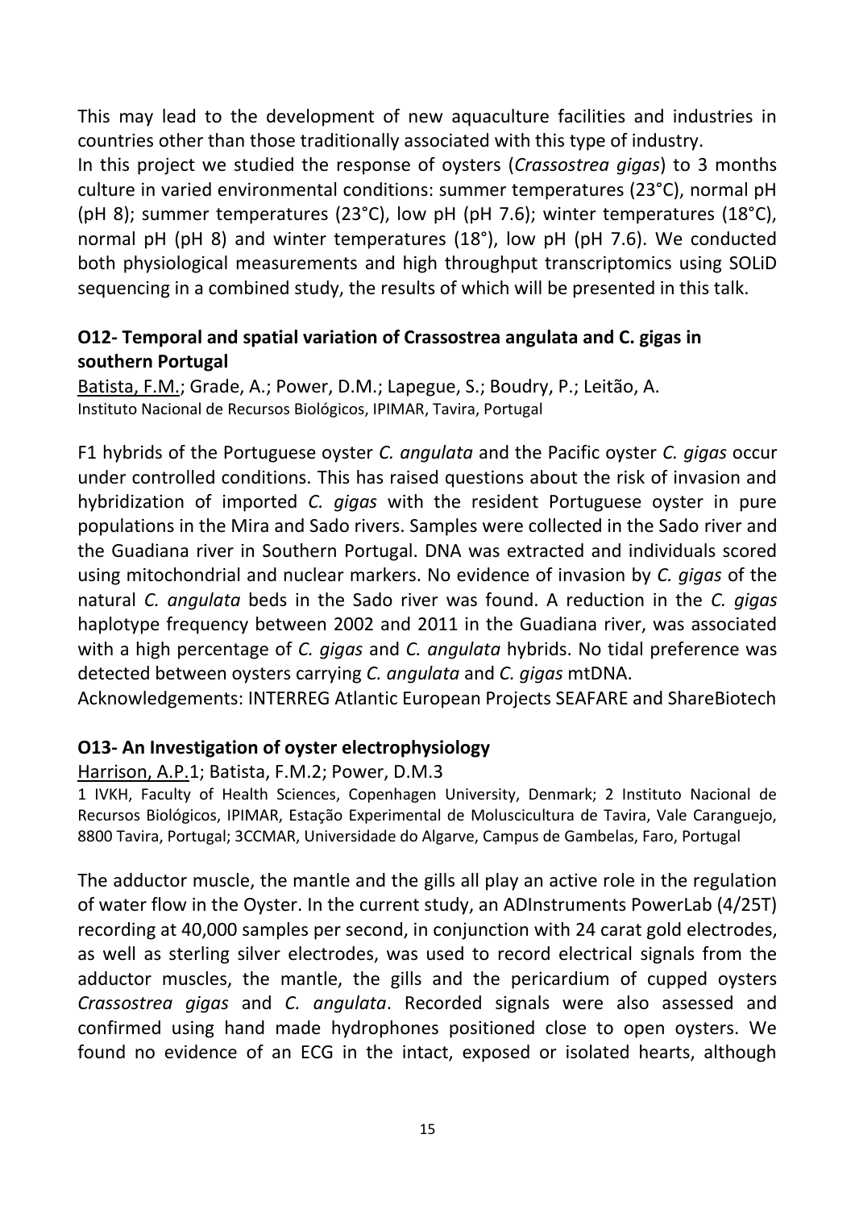This may lead to the development of new aquaculture facilities and industries in countries other than those traditionally associated with this type of industry.

In this project we studied the response of oysters (*Crassostrea gigas*) to 3 months culture in varied environmental conditions: summer temperatures (23°C), normal pH (pH 8); summer temperatures (23°C), low pH (pH 7.6); winter temperatures (18°C), normal pH (pH 8) and winter temperatures (18°), low pH (pH 7.6). We conducted both physiological measurements and high throughput transcriptomics using SOLiD sequencing in a combined study, the results of which will be presented in this talk.

### O12- Temporal and spatial variation of Crassostrea angulata and C. gigas in southern Portugal

Batista, F.M.; Grade, A.; Power, D.M.; Lapegue, S.; Boudry, P.; Leitão, A.
Instituto Nacional de Recursos Biológicos, IPIMAR, Tavira, Portugal

F1 hybrids of the Portuguese oyster *C. angulata* and the Pacific oyster *C. gigas* occur under controlled conditions. This has raised questions about the risk of invasion and hybridization of imported *C. gigas* with the resident Portuguese oyster in pure populations in the Mira and Sado rivers. Samples were collected in the Sado river and the Guadiana river in Southern Portugal. DNA was extracted and individuals scored using mitochondrial and nuclear markers. No evidence of invasion by *C. gigas* of the natural *C. angulata* beds in the Sado river was found. A reduction in the *C. gigas* haplotype frequency between 2002 and 2011 in the Guadiana river, was associated with a high percentage of *C. gigas* and *C. angulata* hybrids. No tidal preference was detected between oysters carrying *C. angulata* and *C. gigas* mtDNA.

Acknowledgements: INTERREG Atlantic European Projects SEAFARE and ShareBiotech

### O13- An Investigation of oyster electrophysiology

Harrison, A.P.[1]; Batista, F.M.[2]; Power, D.M.[3]

[1] IVKH, Faculty of Health Sciences, Copenhagen University, Denmark; [2] Instituto Nacional de Recursos Biológicos, IPIMAR, Estação Experimental de Moluscicultura de Tavira, Vale Caranguejo, 8800 Tavira, Portugal; [3]CCMAR, Universidade do Algarve, Campus de Gambelas, Faro, Portugal

The adductor muscle, the mantle and the gills all play an active role in the regulation of water flow in the Oyster. In the current study, an ADInstruments PowerLab (4/25T) recording at 40,000 samples per second, in conjunction with 24 carat gold electrodes, as well as sterling silver electrodes, was used to record electrical signals from the adductor muscles, the mantle, the gills and the pericardium of cupped oysters *Crassostrea gigas* and *C. angulata*. Recorded signals were also assessed and confirmed using hand made hydrophones positioned close to open oysters. We found no evidence of an ECG in the intact, exposed or isolated hearts, although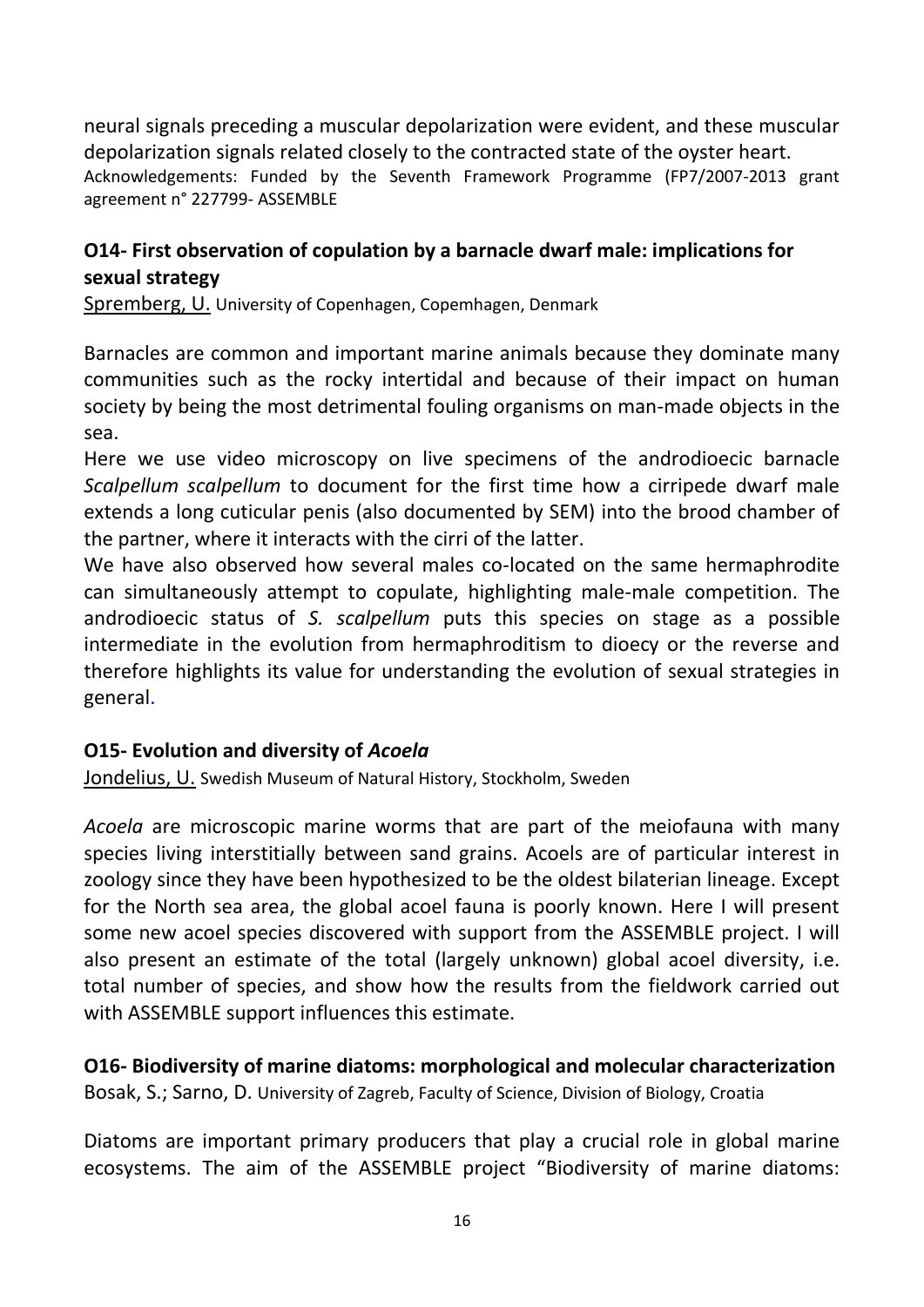neural signals preceding a muscular depolarization were evident, and these muscular depolarization signals related closely to the contracted state of the oyster heart.

Acknowledgements: Funded by the Seventh Framework Programme (FP7/2007-2013 grant agreement n° 227799- ASSEMBLE

### O14- First observation of copulation by a barnacle dwarf male: implications for sexual strategy

Spremberg, U. University of Copenhagen, Copemhagen, Denmark

Barnacles are common and important marine animals because they dominate many communities such as the rocky intertidal and because of their impact on human society by being the most detrimental fouling organisms on man-made objects in the sea.

Here we use video microscopy on live specimens of the androdioecic barnacle *Scalpellum scalpellum* to document for the first time how a cirripede dwarf male extends a long cuticular penis (also documented by SEM) into the brood chamber of the partner, where it interacts with the cirri of the latter.

We have also observed how several males co-located on the same hermaphrodite can simultaneously attempt to copulate, highlighting male-male competition. The androdioecic status of *S. scalpellum* puts this species on stage as a possible intermediate in the evolution from hermaphroditism to dioecy or the reverse and therefore highlights its value for understanding the evolution of sexual strategies in general.

### O15- Evolution and diversity of *Acoela*

Jondelius, U. Swedish Museum of Natural History, Stockholm, Sweden

*Acoela* are microscopic marine worms that are part of the meiofauna with many species living interstitially between sand grains. Acoels are of particular interest in zoology since they have been hypothesized to be the oldest bilaterian lineage. Except for the North sea area, the global acoel fauna is poorly known. Here I will present some new acoel species discovered with support from the ASSEMBLE project. I will also present an estimate of the total (largely unknown) global acoel diversity, i.e. total number of species, and show how the results from the fieldwork carried out with ASSEMBLE support influences this estimate.

### O16- Biodiversity of marine diatoms: morphological and molecular characterization

Bosak, S.; Sarno, D. University of Zagreb, Faculty of Science, Division of Biology, Croatia

Diatoms are important primary producers that play a crucial role in global marine ecosystems. The aim of the ASSEMBLE project "Biodiversity of marine diatoms: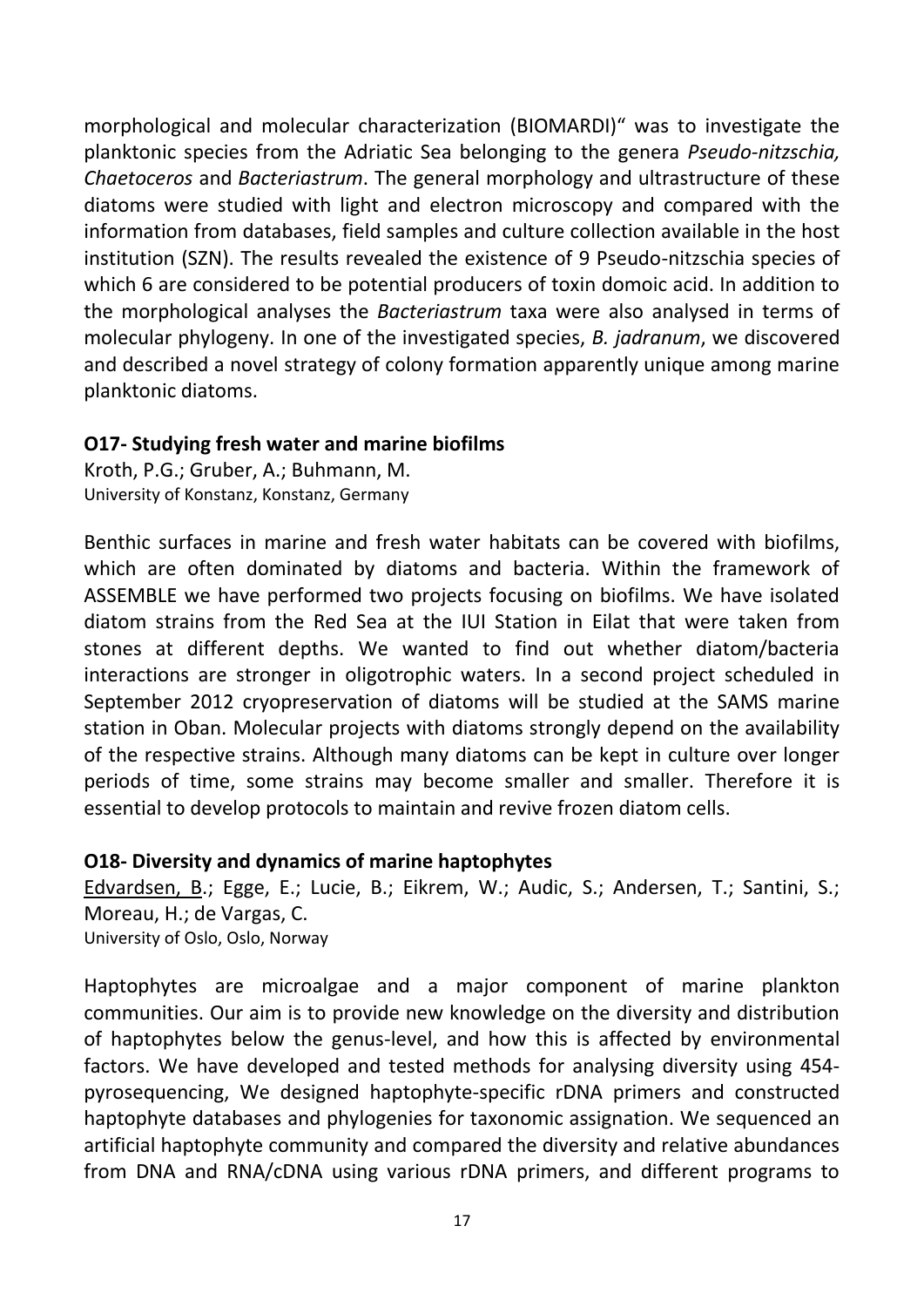morphological and molecular characterization (BIOMARDI)“ was to investigate the planktonic species from the Adriatic Sea belonging to the genera *Pseudo-nitzschia, Chaetoceros* and *Bacteriastrum*. The general morphology and ultrastructure of these diatoms were studied with light and electron microscopy and compared with the information from databases, field samples and culture collection available in the host institution (SZN). The results revealed the existence of 9 Pseudo-nitzschia species of which 6 are considered to be potential producers of toxin domoic acid. In addition to the morphological analyses the *Bacteriastrum* taxa were also analysed in terms of molecular phylogeny. In one of the investigated species, *B. jadranum*, we discovered and described a novel strategy of colony formation apparently unique among marine planktonic diatoms.

### O17- Studying fresh water and marine biofilms

Kroth, P.G.; Gruber, A.; Buhmann, M.
University of Konstanz, Konstanz, Germany

Benthic surfaces in marine and fresh water habitats can be covered with biofilms, which are often dominated by diatoms and bacteria. Within the framework of ASSEMBLE we have performed two projects focusing on biofilms. We have isolated diatom strains from the Red Sea at the IUI Station in Eilat that were taken from stones at different depths. We wanted to find out whether diatom/bacteria interactions are stronger in oligotrophic waters. In a second project scheduled in September 2012 cryopreservation of diatoms will be studied at the SAMS marine station in Oban. Molecular projects with diatoms strongly depend on the availability of the respective strains. Although many diatoms can be kept in culture over longer periods of time, some strains may become smaller and smaller. Therefore it is essential to develop protocols to maintain and revive frozen diatom cells.

### O18- Diversity and dynamics of marine haptophytes

Edvardsen, B.; Egge, E.; Lucie, B.; Eikrem, W.; Audic, S.; Andersen, T.; Santini, S.; Moreau, H.; de Vargas, C.
University of Oslo, Oslo, Norway

Haptophytes are microalgae and a major component of marine plankton communities. Our aim is to provide new knowledge on the diversity and distribution of haptophytes below the genus-level, and how this is affected by environmental factors. We have developed and tested methods for analysing diversity using 454-pyrosequencing, We designed haptophyte-specific rDNA primers and constructed haptophyte databases and phylogenies for taxonomic assignation. We sequenced an artificial haptophyte community and compared the diversity and relative abundances from DNA and RNA/cDNA using various rDNA primers, and different programs to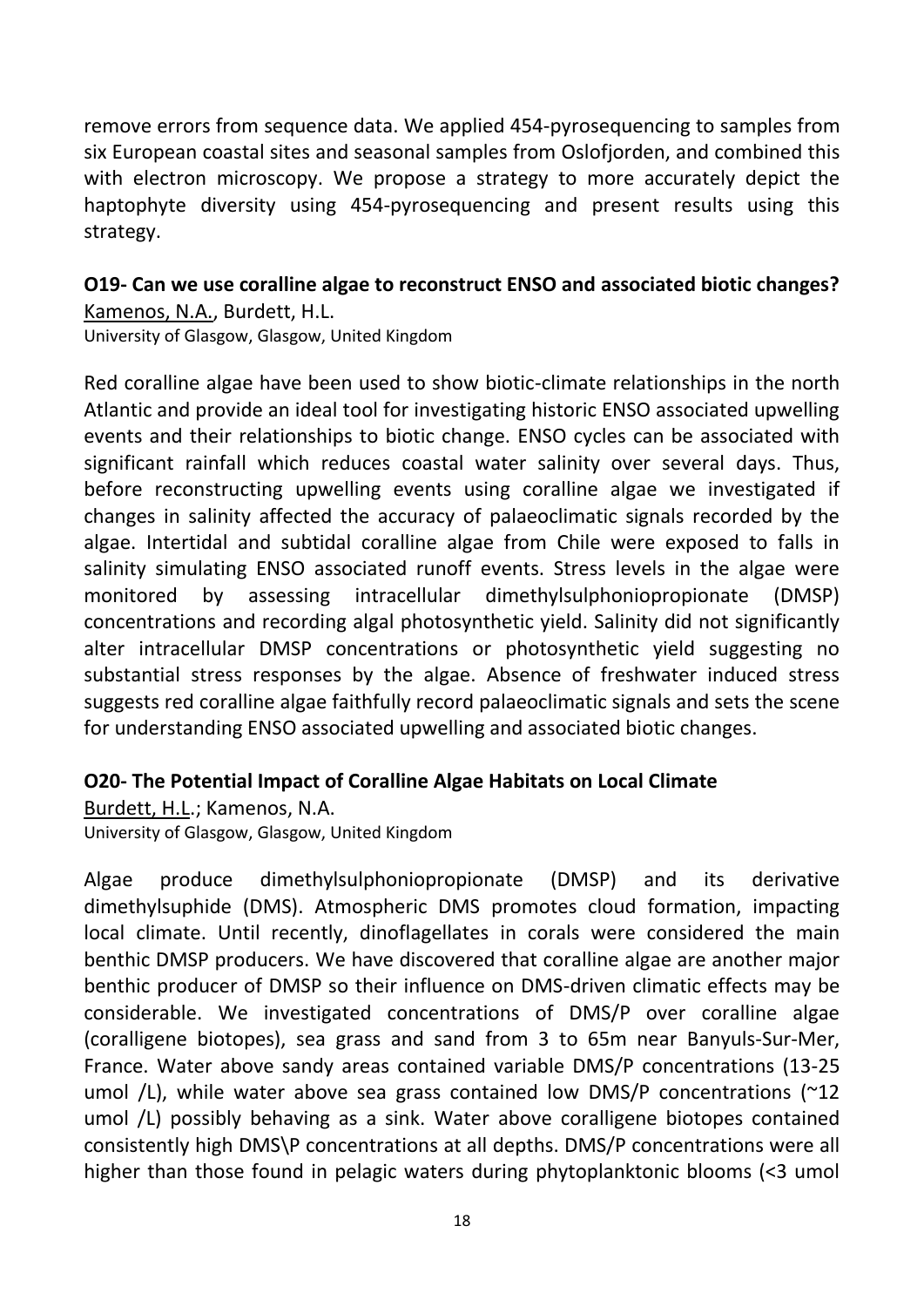remove errors from sequence data. We applied 454-pyrosequencing to samples from six European coastal sites and seasonal samples from Oslofjorden, and combined this with electron microscopy. We propose a strategy to more accurately depict the haptophyte diversity using 454-pyrosequencing and present results using this strategy.

### O19- Can we use coralline algae to reconstruct ENSO and associated biotic changes?

Kamenos, N.A., Burdett, H.L.
University of Glasgow, Glasgow, United Kingdom

Red coralline algae have been used to show biotic-climate relationships in the north Atlantic and provide an ideal tool for investigating historic ENSO associated upwelling events and their relationships to biotic change. ENSO cycles can be associated with significant rainfall which reduces coastal water salinity over several days. Thus, before reconstructing upwelling events using coralline algae we investigated if changes in salinity affected the accuracy of palaeoclimatic signals recorded by the algae. Intertidal and subtidal coralline algae from Chile were exposed to falls in salinity simulating ENSO associated runoff events. Stress levels in the algae were monitored by assessing intracellular dimethylsulphoniopropionate (DMSP) concentrations and recording algal photosynthetic yield. Salinity did not significantly alter intracellular DMSP concentrations or photosynthetic yield suggesting no substantial stress responses by the algae. Absence of freshwater induced stress suggests red coralline algae faithfully record palaeoclimatic signals and sets the scene for understanding ENSO associated upwelling and associated biotic changes.

### O20- The Potential Impact of Coralline Algae Habitats on Local Climate

Burdett, H.L.; Kamenos, N.A.
University of Glasgow, Glasgow, United Kingdom

Algae produce dimethylsulphoniopropionate (DMSP) and its derivative dimethylsuphide (DMS). Atmospheric DMS promotes cloud formation, impacting local climate. Until recently, dinoflagellates in corals were considered the main benthic DMSP producers. We have discovered that coralline algae are another major benthic producer of DMSP so their influence on DMS-driven climatic effects may be considerable. We investigated concentrations of DMS/P over coralline algae (coralligene biotopes), sea grass and sand from 3 to 65m near Banyuls-Sur-Mer, France. Water above sandy areas contained variable DMS/P concentrations (13-25 umol /L), while water above sea grass contained low DMS/P concentrations (~12 umol /L) possibly behaving as a sink. Water above coralligene biotopes contained consistently high DMS\P concentrations at all depths. DMS/P concentrations were all higher than those found in pelagic waters during phytoplanktonic blooms (<3 umol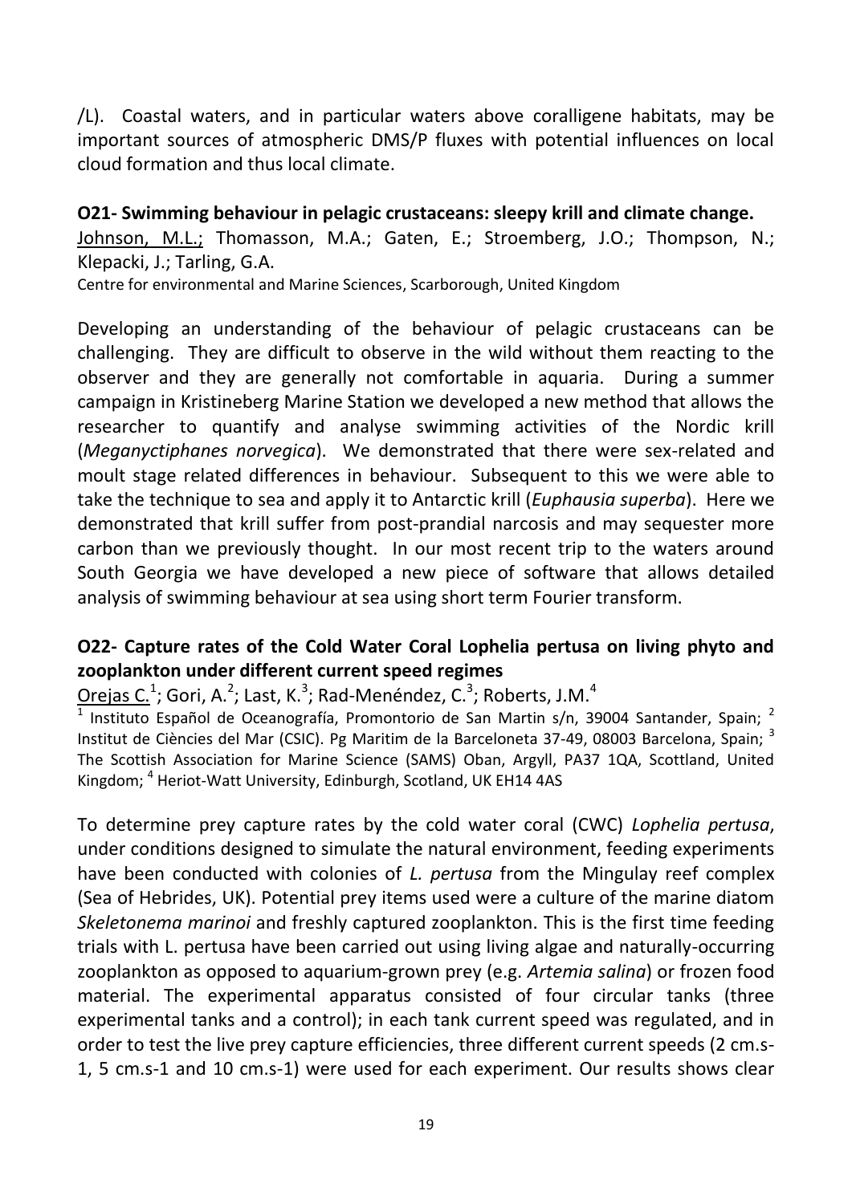/L). Coastal waters, and in particular waters above coralligene habitats, may be important sources of atmospheric DMS/P fluxes with potential influences on local cloud formation and thus local climate.

**O21- Swimming behaviour in pelagic crustaceans: sleepy krill and climate change.**

Johnson, M.L.; Thomasson, M.A.; Gaten, E.; Stroemberg, J.O.; Thompson, N.; Klepacki, J.; Tarling, G.A.

Centre for environmental and Marine Sciences, Scarborough, United Kingdom

Developing an understanding of the behaviour of pelagic crustaceans can be challenging. They are difficult to observe in the wild without them reacting to the observer and they are generally not comfortable in aquaria. During a summer campaign in Kristineberg Marine Station we developed a new method that allows the researcher to quantify and analyse swimming activities of the Nordic krill (*Meganyctiphanes norvegica*). We demonstrated that there were sex-related and moult stage related differences in behaviour. Subsequent to this we were able to take the technique to sea and apply it to Antarctic krill (*Euphausia superba*). Here we demonstrated that krill suffer from post-prandial narcosis and may sequester more carbon than we previously thought. In our most recent trip to the waters around South Georgia we have developed a new piece of software that allows detailed analysis of swimming behaviour at sea using short term Fourier transform.

**O22- Capture rates of the Cold Water Coral Lophelia pertusa on living phyto and zooplankton under different current speed regimes**

Orejas C.[1]; Gori, A.[2]; Last, K.[3]; Rad-Menéndez, C.[3]; Roberts, J.M.[4]

[1] Instituto Español de Oceanografía, Promontorio de San Martin s/n, 39004 Santander, Spain; [2] Institut de Ciències del Mar (CSIC). Pg Maritim de la Barceloneta 37-49, 08003 Barcelona, Spain; [3] The Scottish Association for Marine Science (SAMS) Oban, Argyll, PA37 1QA, Scottland, United Kingdom; [4] Heriot-Watt University, Edinburgh, Scotland, UK EH14 4AS

To determine prey capture rates by the cold water coral (CWC) *Lophelia pertusa*, under conditions designed to simulate the natural environment, feeding experiments have been conducted with colonies of *L. pertusa* from the Mingulay reef complex (Sea of Hebrides, UK). Potential prey items used were a culture of the marine diatom *Skeletonema marinoi* and freshly captured zooplankton. This is the first time feeding trials with L. pertusa have been carried out using living algae and naturally-occurring zooplankton as opposed to aquarium-grown prey (e.g. *Artemia salina*) or frozen food material. The experimental apparatus consisted of four circular tanks (three experimental tanks and a control); in each tank current speed was regulated, and in order to test the live prey capture efficiencies, three different current speeds (2 cm.s-1, 5 cm.s-1 and 10 cm.s-1) were used for each experiment. Our results shows clear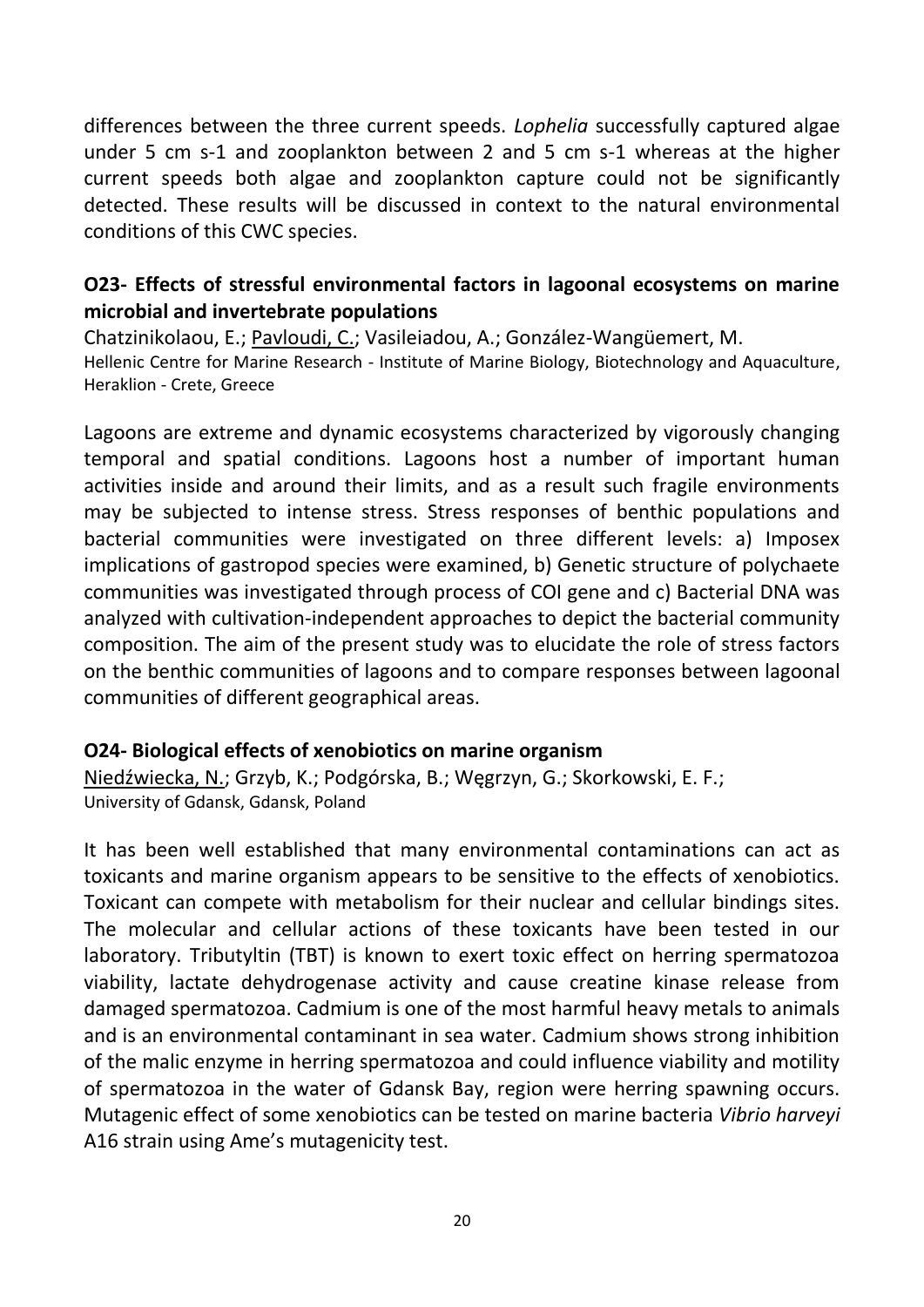differences between the three current speeds. *Lophelia* successfully captured algae under 5 cm s-1 and zooplankton between 2 and 5 cm s-1 whereas at the higher current speeds both algae and zooplankton capture could not be significantly detected. These results will be discussed in context to the natural environmental conditions of this CWC species.

### O23- Effects of stressful environmental factors in lagoonal ecosystems on marine microbial and invertebrate populations

Chatzinikolaou, E.; Pavloudi, C.; Vasileiadou, A.; González-Wangüemert, M.
Hellenic Centre for Marine Research - Institute of Marine Biology, Biotechnology and Aquaculture, Heraklion - Crete, Greece

Lagoons are extreme and dynamic ecosystems characterized by vigorously changing temporal and spatial conditions. Lagoons host a number of important human activities inside and around their limits, and as a result such fragile environments may be subjected to intense stress. Stress responses of benthic populations and bacterial communities were investigated on three different levels: a) Imposex implications of gastropod species were examined, b) Genetic structure of polychaete communities was investigated through process of COI gene and c) Bacterial DNA was analyzed with cultivation-independent approaches to depict the bacterial community composition. The aim of the present study was to elucidate the role of stress factors on the benthic communities of lagoons and to compare responses between lagoonal communities of different geographical areas.

### O24- Biological effects of xenobiotics on marine organism

Niedźwiecka, N.; Grzyb, K.; Podgórska, B.; Węgrzyn, G.; Skorkowski, E. F.;
University of Gdansk, Gdansk, Poland

It has been well established that many environmental contaminations can act as toxicants and marine organism appears to be sensitive to the effects of xenobiotics. Toxicant can compete with metabolism for their nuclear and cellular bindings sites. The molecular and cellular actions of these toxicants have been tested in our laboratory. Tributyltin (TBT) is known to exert toxic effect on herring spermatozoa viability, lactate dehydrogenase activity and cause creatine kinase release from damaged spermatozoa. Cadmium is one of the most harmful heavy metals to animals and is an environmental contaminant in sea water. Cadmium shows strong inhibition of the malic enzyme in herring spermatozoa and could influence viability and motility of spermatozoa in the water of Gdansk Bay, region were herring spawning occurs. Mutagenic effect of some xenobiotics can be tested on marine bacteria *Vibrio harveyi* A16 strain using Ame's mutagenicity test.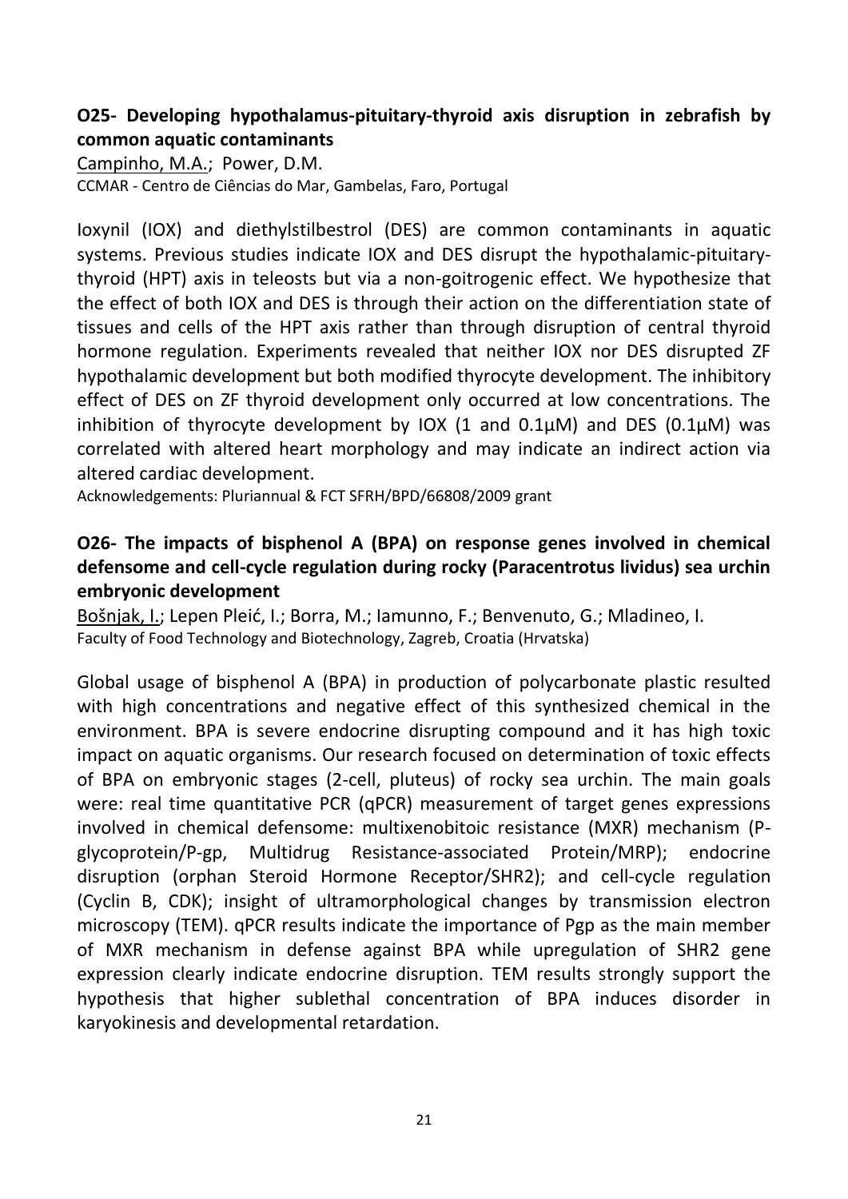## O25- Developing hypothalamus-pituitary-thyroid axis disruption in zebrafish by common aquatic contaminants

Campinho, M.A.; Power, D.M.

CCMAR - Centro de Ciências do Mar, Gambelas, Faro, Portugal

Ioxynil (IOX) and diethylstilbestrol (DES) are common contaminants in aquatic systems. Previous studies indicate IOX and DES disrupt the hypothalamic-pituitary-thyroid (HPT) axis in teleosts but via a non-goitrogenic effect. We hypothesize that the effect of both IOX and DES is through their action on the differentiation state of tissues and cells of the HPT axis rather than through disruption of central thyroid hormone regulation. Experiments revealed that neither IOX nor DES disrupted ZF hypothalamic development but both modified thyrocyte development. The inhibitory effect of DES on ZF thyroid development only occurred at low concentrations. The inhibition of thyrocyte development by IOX (1 and 0.1µM) and DES (0.1µM) was correlated with altered heart morphology and may indicate an indirect action via altered cardiac development.

Acknowledgements: Pluriannual & FCT SFRH/BPD/66808/2009 grant

## O26- The impacts of bisphenol A (BPA) on response genes involved in chemical defensome and cell-cycle regulation during rocky (Paracentrotus lividus) sea urchin embryonic development

Bošnjak, I.; Lepen Pleić, I.; Borra, M.; Iamunno, F.; Benvenuto, G.; Mladineo, I.

Faculty of Food Technology and Biotechnology, Zagreb, Croatia (Hrvatska)

Global usage of bisphenol A (BPA) in production of polycarbonate plastic resulted with high concentrations and negative effect of this synthesized chemical in the environment. BPA is severe endocrine disrupting compound and it has high toxic impact on aquatic organisms. Our research focused on determination of toxic effects of BPA on embryonic stages (2-cell, pluteus) of rocky sea urchin. The main goals were: real time quantitative PCR (qPCR) measurement of target genes expressions involved in chemical defensome: multixenobitoic resistance (MXR) mechanism (P-glycoprotein/P-gp, Multidrug Resistance-associated Protein/MRP); endocrine disruption (orphan Steroid Hormone Receptor/SHR2); and cell-cycle regulation (Cyclin B, CDK); insight of ultramorphological changes by transmission electron microscopy (TEM). qPCR results indicate the importance of Pgp as the main member of MXR mechanism in defense against BPA while upregulation of SHR2 gene expression clearly indicate endocrine disruption. TEM results strongly support the hypothesis that higher sublethal concentration of BPA induces disorder in karyokinesis and developmental retardation.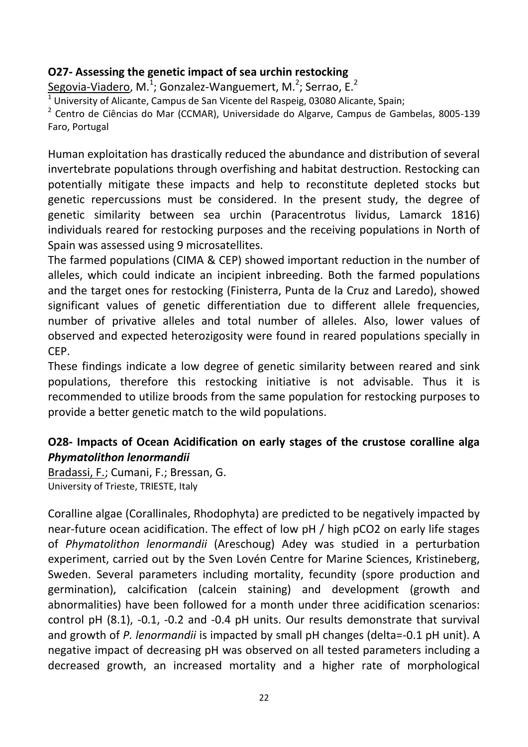### O27- Assessing the genetic impact of sea urchin restocking

Segovia-Viadero, M.[1]; Gonzalez-Wanguemert, M.[2]; Serrao, E.[2]

[1] University of Alicante, Campus de San Vicente del Raspeig, 03080 Alicante, Spain;

[2] Centro de Ciências do Mar (CCMAR), Universidade do Algarve, Campus de Gambelas, 8005-139 Faro, Portugal

Human exploitation has drastically reduced the abundance and distribution of several invertebrate populations through overfishing and habitat destruction. Restocking can potentially mitigate these impacts and help to reconstitute depleted stocks but genetic repercussions must be considered. In the present study, the degree of genetic similarity between sea urchin (Paracentrotus lividus, Lamarck 1816) individuals reared for restocking purposes and the receiving populations in North of Spain was assessed using 9 microsatellites.

The farmed populations (CIMA & CEP) showed important reduction in the number of alleles, which could indicate an incipient inbreeding. Both the farmed populations and the target ones for restocking (Finisterra, Punta de la Cruz and Laredo), showed significant values of genetic differentiation due to different allele frequencies, number of privative alleles and total number of alleles. Also, lower values of observed and expected heterozigosity were found in reared populations specially in CEP.

These findings indicate a low degree of genetic similarity between reared and sink populations, therefore this restocking initiative is not advisable. Thus it is recommended to utilize broods from the same population for restocking purposes to provide a better genetic match to the wild populations.

### O28- Impacts of Ocean Acidification on early stages of the crustose coralline alga *Phymatolithon lenormandii*

Bradassi, F.; Cumani, F.; Bressan, G.

University of Trieste, TRIESTE, Italy

Coralline algae (Corallinales, Rhodophyta) are predicted to be negatively impacted by near-future ocean acidification. The effect of low pH / high pCO2 on early life stages of *Phymatolithon lenormandii* (Areschoug) Adey was studied in a perturbation experiment, carried out by the Sven Lovén Centre for Marine Sciences, Kristineberg, Sweden. Several parameters including mortality, fecundity (spore production and germination), calcification (calcein staining) and development (growth and abnormalities) have been followed for a month under three acidification scenarios: control pH (8.1), -0.1, -0.2 and -0.4 pH units. Our results demonstrate that survival and growth of *P. lenormandii* is impacted by small pH changes (delta=-0.1 pH unit). A negative impact of decreasing pH was observed on all tested parameters including a decreased growth, an increased mortality and a higher rate of morphological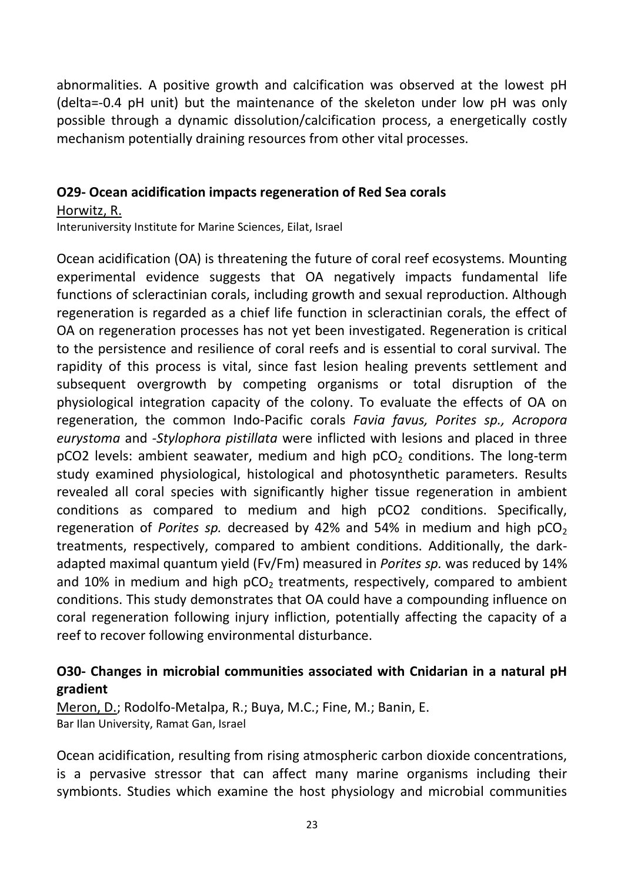abnormalities. A positive growth and calcification was observed at the lowest pH (delta=-0.4 pH unit) but the maintenance of the skeleton under low pH was only possible through a dynamic dissolution/calcification process, a energetically costly mechanism potentially draining resources from other vital processes.

### O29- Ocean acidification impacts regeneration of Red Sea corals

Horwitz, R.

Interuniversity Institute for Marine Sciences, Eilat, Israel

Ocean acidification (OA) is threatening the future of coral reef ecosystems. Mounting experimental evidence suggests that OA negatively impacts fundamental life functions of scleractinian corals, including growth and sexual reproduction. Although regeneration is regarded as a chief life function in scleractinian corals, the effect of OA on regeneration processes has not yet been investigated. Regeneration is critical to the persistence and resilience of coral reefs and is essential to coral survival. The rapidity of this process is vital, since fast lesion healing prevents settlement and subsequent overgrowth by competing organisms or total disruption of the physiological integration capacity of the colony. To evaluate the effects of OA on regeneration, the common Indo-Pacific corals *Favia favus, Porites sp., Acropora eurystoma* and -*Stylophora pistillata* were inflicted with lesions and placed in three pCO2 levels: ambient seawater, medium and high $pCO_2$ conditions. The long-term study examined physiological, histological and photosynthetic parameters. Results revealed all coral species with significantly higher tissue regeneration in ambient conditions as compared to medium and high pCO2 conditions. Specifically, regeneration of *Porites sp.* decreased by 42% and 54% in medium and high $pCO_2$ treatments, respectively, compared to ambient conditions. Additionally, the dark-adapted maximal quantum yield (Fv/Fm) measured in *Porites sp.* was reduced by 14% and 10% in medium and high $pCO_2$ treatments, respectively, compared to ambient conditions. This study demonstrates that OA could have a compounding influence on coral regeneration following injury infliction, potentially affecting the capacity of a reef to recover following environmental disturbance.

### O30- Changes in microbial communities associated with Cnidarian in a natural pH gradient

Meron, D.; Rodolfo-Metalpa, R.; Buya, M.C.; Fine, M.; Banin, E.

Bar Ilan University, Ramat Gan, Israel

Ocean acidification, resulting from rising atmospheric carbon dioxide concentrations, is a pervasive stressor that can affect many marine organisms including their symbionts. Studies which examine the host physiology and microbial communities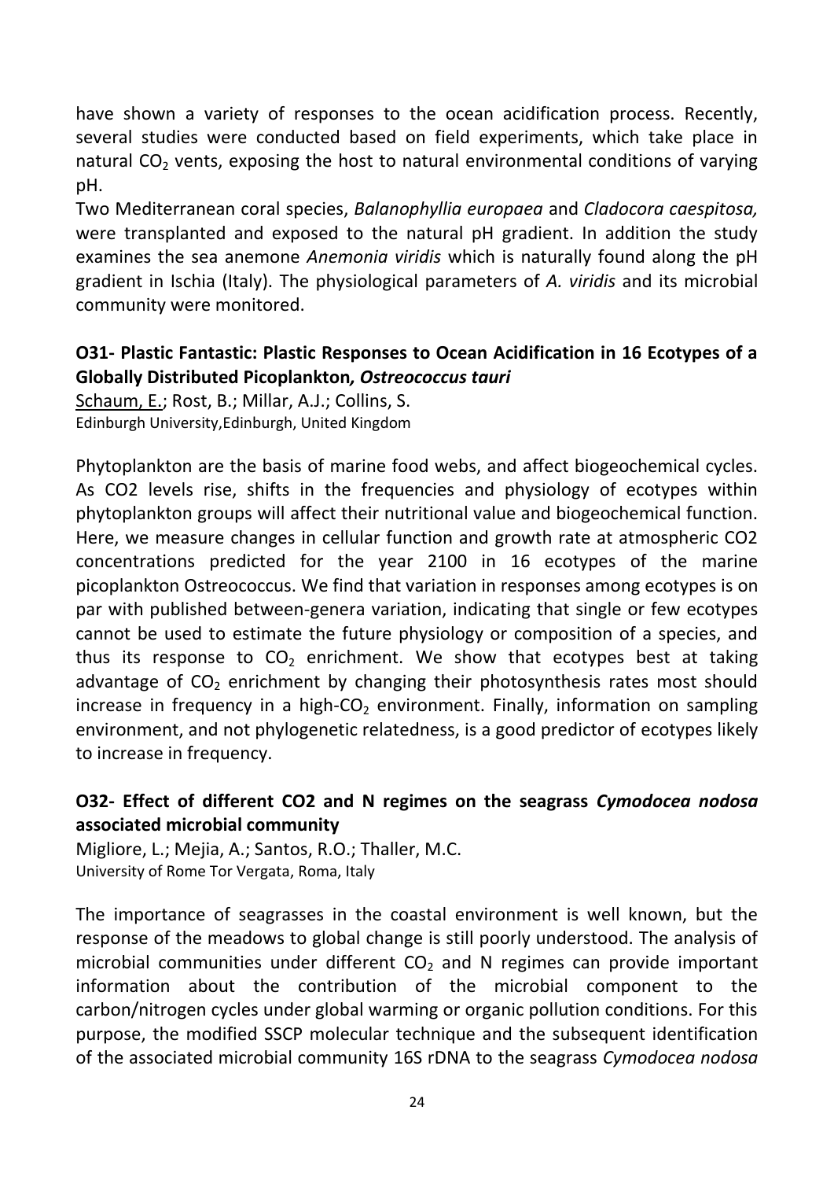have shown a variety of responses to the ocean acidification process. Recently, several studies were conducted based on field experiments, which take place in natural $CO_2$ vents, exposing the host to natural environmental conditions of varying pH.

Two Mediterranean coral species, *Balanophyllia europaea* and *Cladocora caespitosa,* were transplanted and exposed to the natural pH gradient. In addition the study examines the sea anemone *Anemonia viridis* which is naturally found along the pH gradient in Ischia (Italy). The physiological parameters of *A. viridis* and its microbial community were monitored.

### O31- Plastic Fantastic: Plastic Responses to Ocean Acidification in 16 Ecotypes of a Globally Distributed Picoplankton*, Ostreococcus tauri*

Schaum, E.; Rost, B.; Millar, A.J.; Collins, S.
Edinburgh University,Edinburgh, United Kingdom

Phytoplankton are the basis of marine food webs, and affect biogeochemical cycles. As CO2 levels rise, shifts in the frequencies and physiology of ecotypes within phytoplankton groups will affect their nutritional value and biogeochemical function. Here, we measure changes in cellular function and growth rate at atmospheric CO2 concentrations predicted for the year 2100 in 16 ecotypes of the marine picoplankton Ostreococcus. We find that variation in responses among ecotypes is on par with published between-genera variation, indicating that single or few ecotypes cannot be used to estimate the future physiology or composition of a species, and thus its response to $CO_2$ enrichment. We show that ecotypes best at taking advantage of $CO_2$ enrichment by changing their photosynthesis rates most should increase in frequency in a high-$CO_2$ environment. Finally, information on sampling environment, and not phylogenetic relatedness, is a good predictor of ecotypes likely to increase in frequency.

### O32- Effect of different CO2 and N regimes on the seagrass *Cymodocea nodosa* associated microbial community

Migliore, L.; Mejia, A.; Santos, R.O.; Thaller, M.C.
University of Rome Tor Vergata, Roma, Italy

The importance of seagrasses in the coastal environment is well known, but the response of the meadows to global change is still poorly understood. The analysis of microbial communities under different $CO_2$ and N regimes can provide important information about the contribution of the microbial component to the carbon/nitrogen cycles under global warming or organic pollution conditions. For this purpose, the modified SSCP molecular technique and the subsequent identification of the associated microbial community 16S rDNA to the seagrass *Cymodocea nodosa*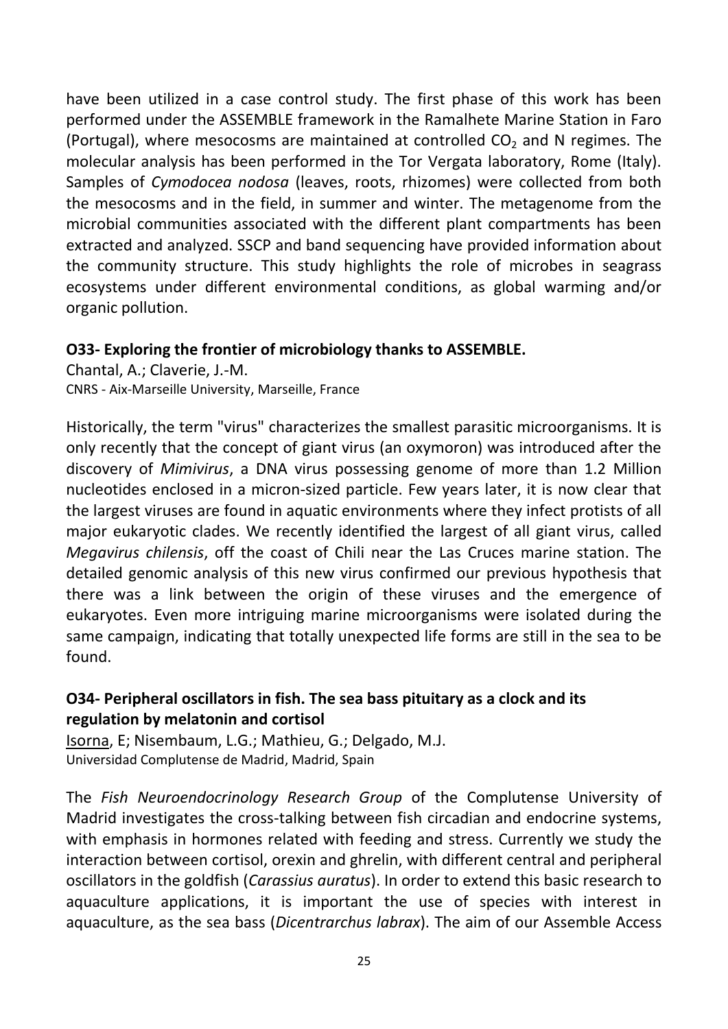have been utilized in a case control study. The first phase of this work has been performed under the ASSEMBLE framework in the Ramalhete Marine Station in Faro (Portugal), where mesocosms are maintained at controlled $CO_2$ and N regimes. The molecular analysis has been performed in the Tor Vergata laboratory, Rome (Italy). Samples of *Cymodocea nodosa* (leaves, roots, rhizomes) were collected from both the mesocosms and in the field, in summer and winter. The metagenome from the microbial communities associated with the different plant compartments has been extracted and analyzed. SSCP and band sequencing have provided information about the community structure. This study highlights the role of microbes in seagrass ecosystems under different environmental conditions, as global warming and/or organic pollution.

### O33- Exploring the frontier of microbiology thanks to ASSEMBLE.

Chantal, A.; Claverie, J.-M.
CNRS - Aix-Marseille University, Marseille, France

Historically, the term "virus" characterizes the smallest parasitic microorganisms. It is only recently that the concept of giant virus (an oxymoron) was introduced after the discovery of *Mimivirus*, a DNA virus possessing genome of more than 1.2 Million nucleotides enclosed in a micron-sized particle. Few years later, it is now clear that the largest viruses are found in aquatic environments where they infect protists of all major eukaryotic clades. We recently identified the largest of all giant virus, called *Megavirus chilensis*, off the coast of Chili near the Las Cruces marine station. The detailed genomic analysis of this new virus confirmed our previous hypothesis that there was a link between the origin of these viruses and the emergence of eukaryotes. Even more intriguing marine microorganisms were isolated during the same campaign, indicating that totally unexpected life forms are still in the sea to be found.

### O34- Peripheral oscillators in fish. The sea bass pituitary as a clock and its regulation by melatonin and cortisol

Isorna, E; Nisembaum, L.G.; Mathieu, G.; Delgado, M.J.
Universidad Complutense de Madrid, Madrid, Spain

The *Fish Neuroendocrinology Research Group* of the Complutense University of Madrid investigates the cross-talking between fish circadian and endocrine systems, with emphasis in hormones related with feeding and stress. Currently we study the interaction between cortisol, orexin and ghrelin, with different central and peripheral oscillators in the goldfish (*Carassius auratus*). In order to extend this basic research to aquaculture applications, it is important the use of species with interest in aquaculture, as the sea bass (*Dicentrarchus labrax*). The aim of our Assemble Access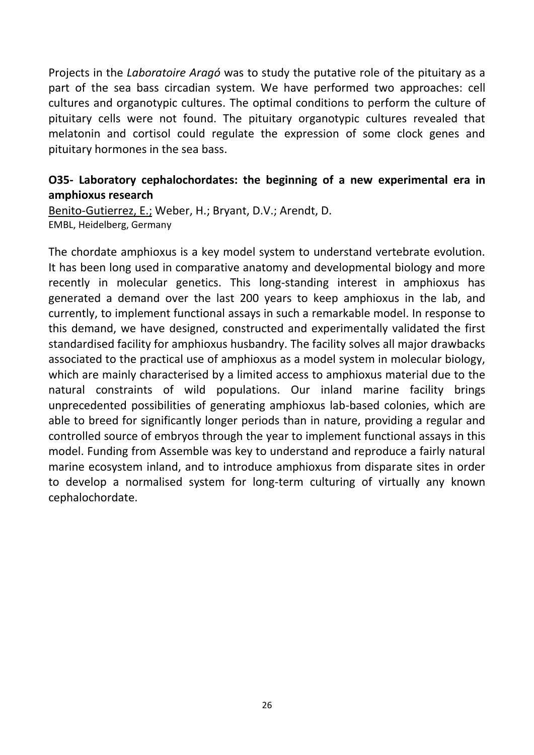Projects in the *Laboratoire Aragó* was to study the putative role of the pituitary as a part of the sea bass circadian system. We have performed two approaches: cell cultures and organotypic cultures. The optimal conditions to perform the culture of pituitary cells were not found. The pituitary organotypic cultures revealed that melatonin and cortisol could regulate the expression of some clock genes and pituitary hormones in the sea bass.

### O35- Laboratory cephalochordates: the beginning of a new experimental era in amphioxus research

Benito-Gutierrez, E.; Weber, H.; Bryant, D.V.; Arendt, D.
EMBL, Heidelberg, Germany

The chordate amphioxus is a key model system to understand vertebrate evolution. It has been long used in comparative anatomy and developmental biology and more recently in molecular genetics. This long-standing interest in amphioxus has generated a demand over the last 200 years to keep amphioxus in the lab, and currently, to implement functional assays in such a remarkable model. In response to this demand, we have designed, constructed and experimentally validated the first standardised facility for amphioxus husbandry. The facility solves all major drawbacks associated to the practical use of amphioxus as a model system in molecular biology, which are mainly characterised by a limited access to amphioxus material due to the natural constraints of wild populations. Our inland marine facility brings unprecedented possibilities of generating amphioxus lab-based colonies, which are able to breed for significantly longer periods than in nature, providing a regular and controlled source of embryos through the year to implement functional assays in this model. Funding from Assemble was key to understand and reproduce a fairly natural marine ecosystem inland, and to introduce amphioxus from disparate sites in order to develop a normalised system for long-term culturing of virtually any known cephalochordate.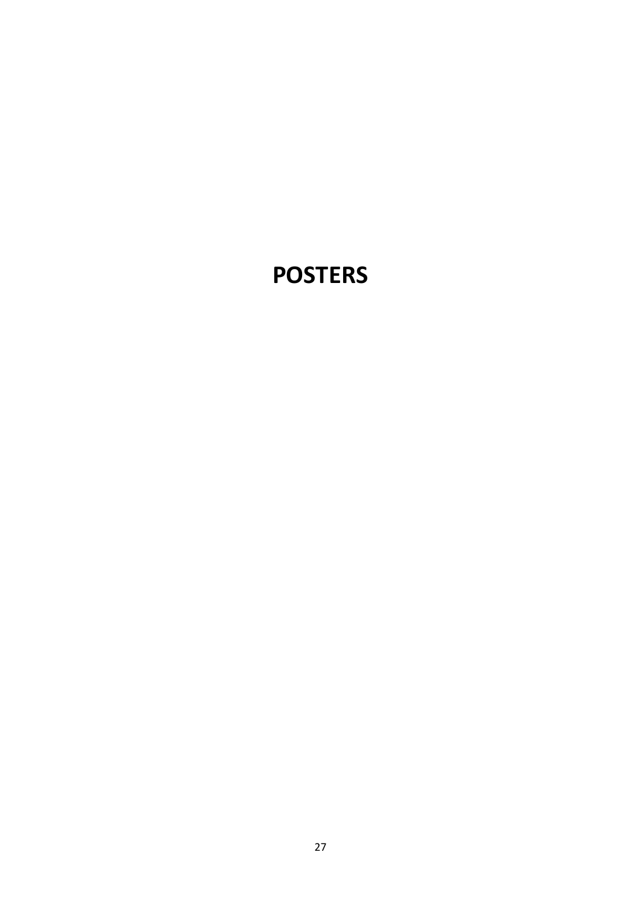# POSTERS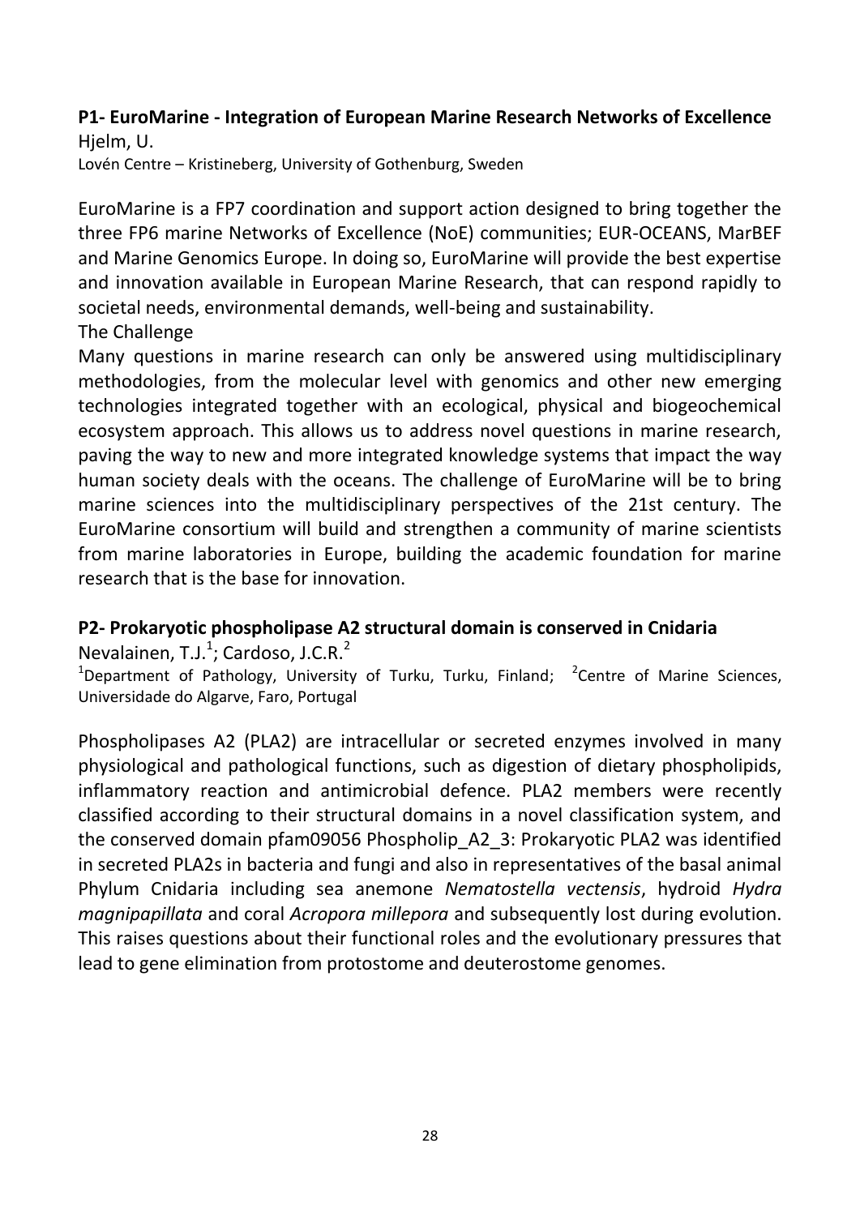### P1- EuroMarine - Integration of European Marine Research Networks of Excellence

Hjelm, U.

Lovén Centre – Kristineberg, University of Gothenburg, Sweden

EuroMarine is a FP7 coordination and support action designed to bring together the three FP6 marine Networks of Excellence (NoE) communities; EUR-OCEANS, MarBEF and Marine Genomics Europe. In doing so, EuroMarine will provide the best expertise and innovation available in European Marine Research, that can respond rapidly to societal needs, environmental demands, well-being and sustainability.

The Challenge

Many questions in marine research can only be answered using multidisciplinary methodologies, from the molecular level with genomics and other new emerging technologies integrated together with an ecological, physical and biogeochemical ecosystem approach. This allows us to address novel questions in marine research, paving the way to new and more integrated knowledge systems that impact the way human society deals with the oceans. The challenge of EuroMarine will be to bring marine sciences into the multidisciplinary perspectives of the 21st century. The EuroMarine consortium will build and strengthen a community of marine scientists from marine laboratories in Europe, building the academic foundation for marine research that is the base for innovation.

### P2- Prokaryotic phospholipase A2 structural domain is conserved in Cnidaria

Nevalainen, T.J.[1]; Cardoso, J.C.R.[2]

[1]Department of Pathology, University of Turku, Turku, Finland; [2]Centre of Marine Sciences, Universidade do Algarve, Faro, Portugal

Phospholipases A2 (PLA2) are intracellular or secreted enzymes involved in many physiological and pathological functions, such as digestion of dietary phospholipids, inflammatory reaction and antimicrobial defence. PLA2 members were recently classified according to their structural domains in a novel classification system, and the conserved domain pfam09056 Phospholip_A2_3: Prokaryotic PLA2 was identified in secreted PLA2s in bacteria and fungi and also in representatives of the basal animal Phylum Cnidaria including sea anemone *Nematostella vectensis*, hydroid *Hydra magnipapillata* and coral *Acropora millepora* and subsequently lost during evolution. This raises questions about their functional roles and the evolutionary pressures that lead to gene elimination from protostome and deuterostome genomes.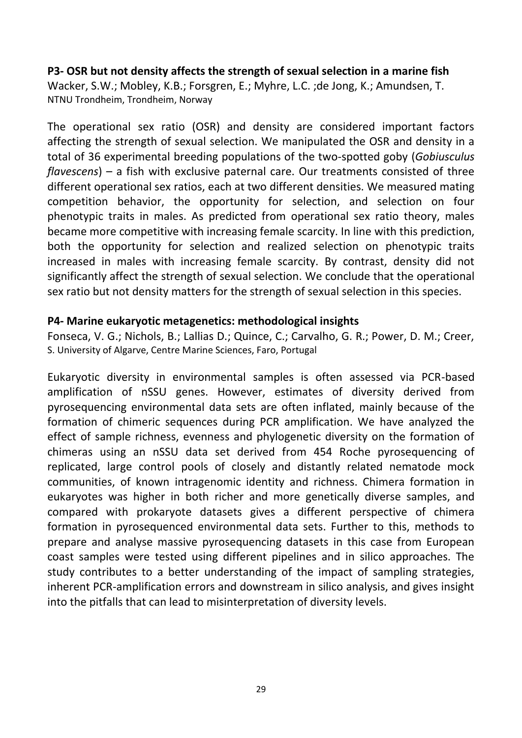**P3- OSR but not density affects the strength of sexual selection in a marine fish**

Wacker, S.W.; Mobley, K.B.; Forsgren, E.; Myhre, L.C. ;de Jong, K.; Amundsen, T.
NTNU Trondheim, Trondheim, Norway

The operational sex ratio (OSR) and density are considered important factors affecting the strength of sexual selection. We manipulated the OSR and density in a total of 36 experimental breeding populations of the two-spotted goby (*Gobiusculus flavescens*) – a fish with exclusive paternal care. Our treatments consisted of three different operational sex ratios, each at two different densities. We measured mating competition behavior, the opportunity for selection, and selection on four phenotypic traits in males. As predicted from operational sex ratio theory, males became more competitive with increasing female scarcity. In line with this prediction, both the opportunity for selection and realized selection on phenotypic traits increased in males with increasing female scarcity. By contrast, density did not significantly affect the strength of sexual selection. We conclude that the operational sex ratio but not density matters for the strength of sexual selection in this species.

**P4- Marine eukaryotic metagenetics: methodological insights**

Fonseca, V. G.; Nichols, B.; Lallias D.; Quince, C.; Carvalho, G. R.; Power, D. M.; Creer, S. University of Algarve, Centre Marine Sciences, Faro, Portugal

Eukaryotic diversity in environmental samples is often assessed via PCR-based amplification of nSSU genes. However, estimates of diversity derived from pyrosequencing environmental data sets are often inflated, mainly because of the formation of chimeric sequences during PCR amplification. We have analyzed the effect of sample richness, evenness and phylogenetic diversity on the formation of chimeras using an nSSU data set derived from 454 Roche pyrosequencing of replicated, large control pools of closely and distantly related nematode mock communities, of known intragenomic identity and richness. Chimera formation in eukaryotes was higher in both richer and more genetically diverse samples, and compared with prokaryote datasets gives a different perspective of chimera formation in pyrosequenced environmental data sets. Further to this, methods to prepare and analyse massive pyrosequencing datasets in this case from European coast samples were tested using different pipelines and in silico approaches. The study contributes to a better understanding of the impact of sampling strategies, inherent PCR-amplification errors and downstream in silico analysis, and gives insight into the pitfalls that can lead to misinterpretation of diversity levels.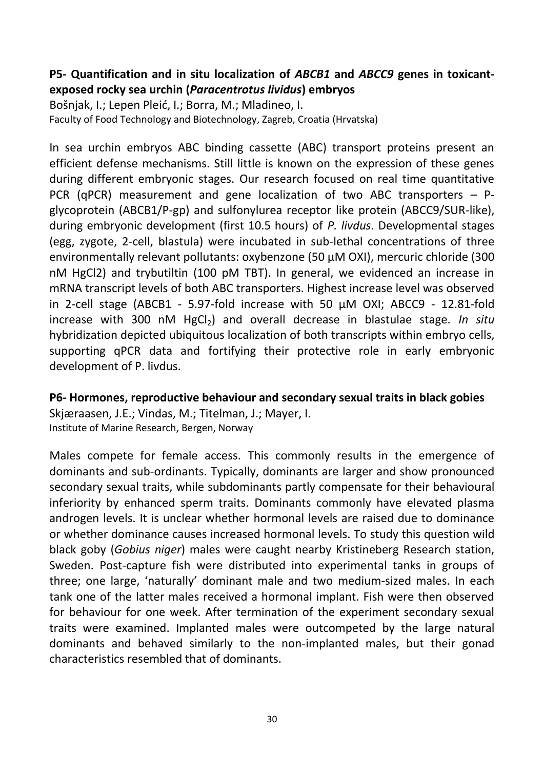### P5- Quantification and in situ localization of *ABCB1* and *ABCC9* genes in toxicant-exposed rocky sea urchin (*Paracentrotus lividus*) embryos

Bošnjak, I.; Lepen Pleić, I.; Borra, M.; Mladineo, I.
Faculty of Food Technology and Biotechnology, Zagreb, Croatia (Hrvatska)

In sea urchin embryos ABC binding cassette (ABC) transport proteins present an efficient defense mechanisms. Still little is known on the expression of these genes during different embryonic stages. Our research focused on real time quantitative PCR (qPCR) measurement and gene localization of two ABC transporters – P-glycoprotein (ABCB1/P-gp) and sulfonylurea receptor like protein (ABCC9/SUR-like), during embryonic development (first 10.5 hours) of *P. livdus*. Developmental stages (egg, zygote, 2-cell, blastula) were incubated in sub-lethal concentrations of three environmentally relevant pollutants: oxybenzone (50 µM OXI), mercuric chloride (300 nM HgCl2) and trybutiltin (100 pM TBT). In general, we evidenced an increase in mRNA transcript levels of both ABC transporters. Highest increase level was observed in 2-cell stage (ABCB1 - 5.97-fold increase with 50 µM OXI; ABCC9 - 12.81-fold increase with 300 nM $HgCl_2$) and overall decrease in blastulae stage. *In situ* hybridization depicted ubiquitous localization of both transcripts within embryo cells, supporting qPCR data and fortifying their protective role in early embryonic development of P. livdus.

### P6- Hormones, reproductive behaviour and secondary sexual traits in black gobies

Skjæraasen, J.E.; Vindas, M.; Titelman, J.; Mayer, I.
Institute of Marine Research, Bergen, Norway

Males compete for female access. This commonly results in the emergence of dominants and sub-ordinants. Typically, dominants are larger and show pronounced secondary sexual traits, while subdominants partly compensate for their behavioural inferiority by enhanced sperm traits. Dominants commonly have elevated plasma androgen levels. It is unclear whether hormonal levels are raised due to dominance or whether dominance causes increased hormonal levels. To study this question wild black goby (*Gobius niger*) males were caught nearby Kristineberg Research station, Sweden. Post-capture fish were distributed into experimental tanks in groups of three; one large, 'naturally' dominant male and two medium-sized males. In each tank one of the latter males received a hormonal implant. Fish were then observed for behaviour for one week. After termination of the experiment secondary sexual traits were examined. Implanted males were outcompeted by the large natural dominants and behaved similarly to the non-implanted males, but their gonad characteristics resembled that of dominants.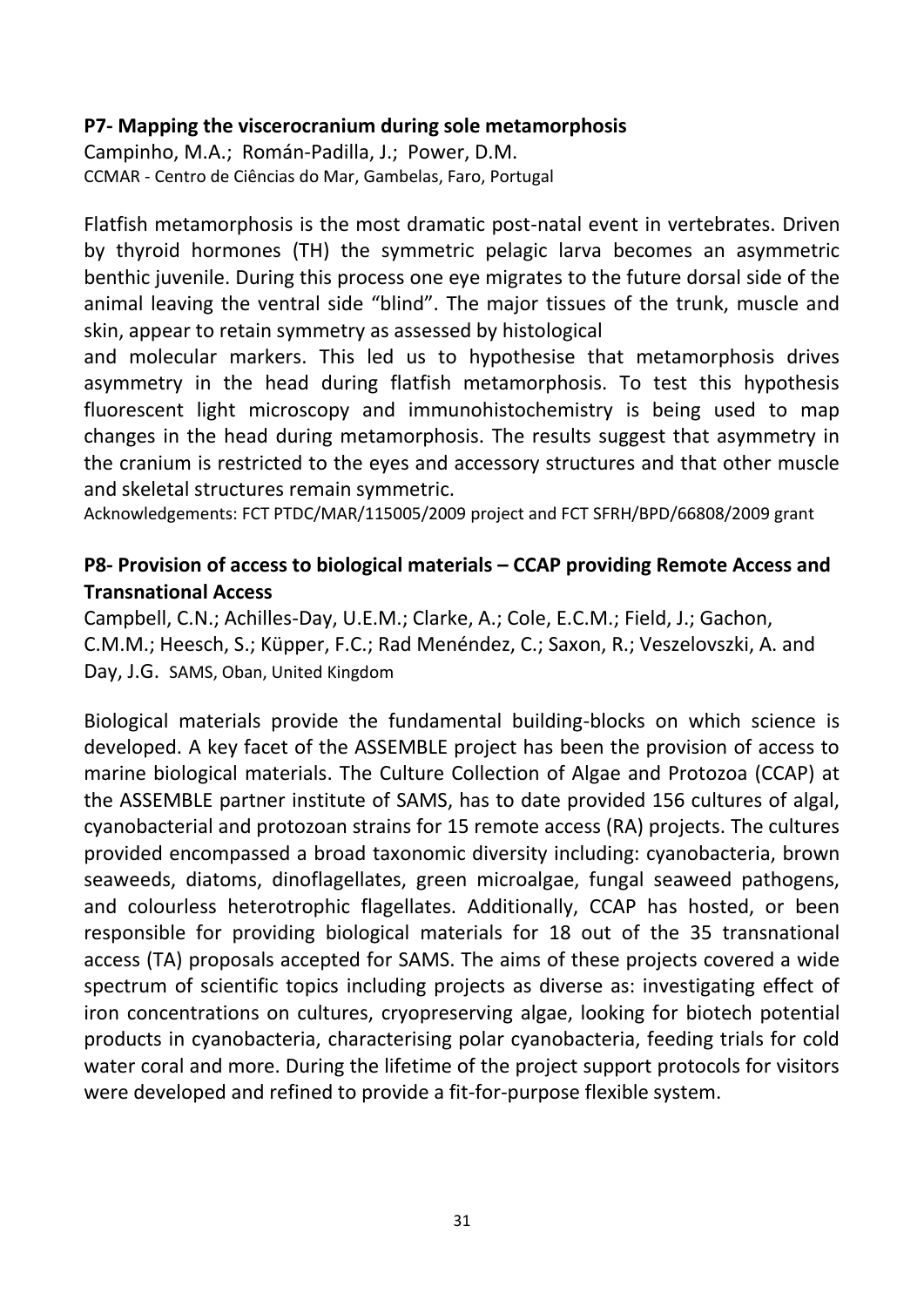### P7- Mapping the viscerocranium during sole metamorphosis

Campinho, M.A.; Román-Padilla, J.; Power, D.M.
CCMAR - Centro de Ciências do Mar, Gambelas, Faro, Portugal

Flatfish metamorphosis is the most dramatic post-natal event in vertebrates. Driven by thyroid hormones (TH) the symmetric pelagic larva becomes an asymmetric benthic juvenile. During this process one eye migrates to the future dorsal side of the animal leaving the ventral side "blind". The major tissues of the trunk, muscle and skin, appear to retain symmetry as assessed by histological and molecular markers. This led us to hypothesise that metamorphosis drives asymmetry in the head during flatfish metamorphosis. To test this hypothesis fluorescent light microscopy and immunohistochemistry is being used to map changes in the head during metamorphosis. The results suggest that asymmetry in the cranium is restricted to the eyes and accessory structures and that other muscle and skeletal structures remain symmetric.

Acknowledgements: FCT PTDC/MAR/115005/2009 project and FCT SFRH/BPD/66808/2009 grant

### P8- Provision of access to biological materials – CCAP providing Remote Access and Transnational Access

Campbell, C.N.; Achilles-Day, U.E.M.; Clarke, A.; Cole, E.C.M.; Field, J.; Gachon, C.M.M.; Heesch, S.; Küpper, F.C.; Rad Menéndez, C.; Saxon, R.; Veszelovszki, A. and Day, J.G. SAMS, Oban, United Kingdom

Biological materials provide the fundamental building-blocks on which science is developed. A key facet of the ASSEMBLE project has been the provision of access to marine biological materials. The Culture Collection of Algae and Protozoa (CCAP) at the ASSEMBLE partner institute of SAMS, has to date provided 156 cultures of algal, cyanobacterial and protozoan strains for 15 remote access (RA) projects. The cultures provided encompassed a broad taxonomic diversity including: cyanobacteria, brown seaweeds, diatoms, dinoflagellates, green microalgae, fungal seaweed pathogens, and colourless heterotrophic flagellates. Additionally, CCAP has hosted, or been responsible for providing biological materials for 18 out of the 35 transnational access (TA) proposals accepted for SAMS. The aims of these projects covered a wide spectrum of scientific topics including projects as diverse as: investigating effect of iron concentrations on cultures, cryopreserving algae, looking for biotech potential products in cyanobacteria, characterising polar cyanobacteria, feeding trials for cold water coral and more. During the lifetime of the project support protocols for visitors were developed and refined to provide a fit-for-purpose flexible system.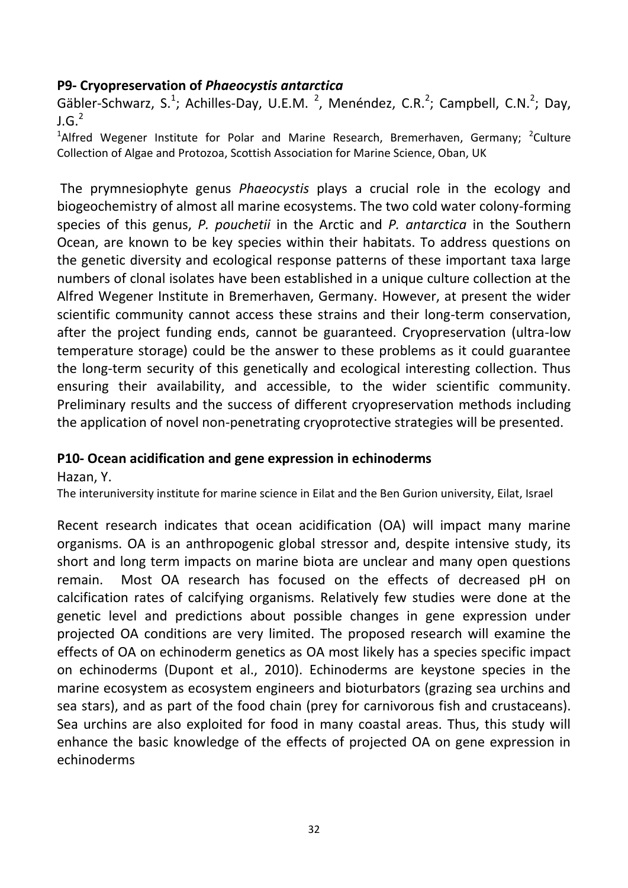### P9- Cryopreservation of *Phaeocystis antarctica*

Gäbler-Schwarz, S.[1]; Achilles-Day, U.E.M. [2], Menéndez, C.R.[2]; Campbell, C.N.[2]; Day, J.G.[2]

[1]Alfred Wegener Institute for Polar and Marine Research, Bremerhaven, Germany; [2]Culture Collection of Algae and Protozoa, Scottish Association for Marine Science, Oban, UK

The prymnesiophyte genus *Phaeocystis* plays a crucial role in the ecology and biogeochemistry of almost all marine ecosystems. The two cold water colony-forming species of this genus, *P. pouchetii* in the Arctic and *P. antarctica* in the Southern Ocean, are known to be key species within their habitats. To address questions on the genetic diversity and ecological response patterns of these important taxa large numbers of clonal isolates have been established in a unique culture collection at the Alfred Wegener Institute in Bremerhaven, Germany. However, at present the wider scientific community cannot access these strains and their long-term conservation, after the project funding ends, cannot be guaranteed. Cryopreservation (ultra-low temperature storage) could be the answer to these problems as it could guarantee the long-term security of this genetically and ecological interesting collection. Thus ensuring their availability, and accessible, to the wider scientific community. Preliminary results and the success of different cryopreservation methods including the application of novel non-penetrating cryoprotective strategies will be presented.

### P10- Ocean acidification and gene expression in echinoderms

Hazan, Y.

The interuniversity institute for marine science in Eilat and the Ben Gurion university, Eilat, Israel

Recent research indicates that ocean acidification (OA) will impact many marine organisms. OA is an anthropogenic global stressor and, despite intensive study, its short and long term impacts on marine biota are unclear and many open questions remain. Most OA research has focused on the effects of decreased pH on calcification rates of calcifying organisms. Relatively few studies were done at the genetic level and predictions about possible changes in gene expression under projected OA conditions are very limited. The proposed research will examine the effects of OA on echinoderm genetics as OA most likely has a species specific impact on echinoderms (Dupont et al., 2010). Echinoderms are keystone species in the marine ecosystem as ecosystem engineers and bioturbators (grazing sea urchins and sea stars), and as part of the food chain (prey for carnivorous fish and crustaceans). Sea urchins are also exploited for food in many coastal areas. Thus, this study will enhance the basic knowledge of the effects of projected OA on gene expression in echinoderms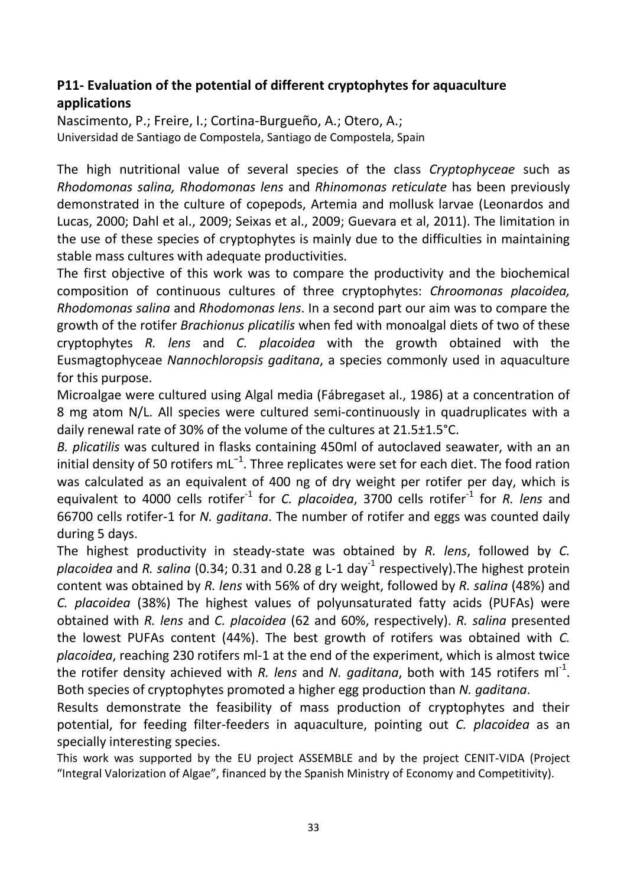## P11- Evaluation of the potential of different cryptophytes for aquaculture applications

Nascimento, P.; Freire, I.; Cortina-Burgueño, A.; Otero, A.;
Universidad de Santiago de Compostela, Santiago de Compostela, Spain

The high nutritional value of several species of the class *Cryptophyceae* such as *Rhodomonas salina, Rhodomonas lens* and *Rhinomonas reticulate* has been previously demonstrated in the culture of copepods, Artemia and mollusk larvae (Leonardos and Lucas, 2000; Dahl et al., 2009; Seixas et al., 2009; Guevara et al, 2011). The limitation in the use of these species of cryptophytes is mainly due to the difficulties in maintaining stable mass cultures with adequate productivities.

The first objective of this work was to compare the productivity and the biochemical composition of continuous cultures of three cryptophytes: *Chroomonas placoidea, Rhodomonas salina* and *Rhodomonas lens*. In a second part our aim was to compare the growth of the rotifer *Brachionus plicatilis* when fed with monoalgal diets of two of these cryptophytes *R. lens* and *C. placoidea* with the growth obtained with the Eusmagtophyceae *Nannochloropsis gaditana*, a species commonly used in aquaculture for this purpose.

Microalgae were cultured using Algal media (Fábregaset al., 1986) at a concentration of 8 mg atom N/L. All species were cultured semi-continuously in quadruplicates with a daily renewal rate of 30% of the volume of the cultures at 21.5±1.5°C.

*B. plicatilis* was cultured in flasks containing 450ml of autoclaved seawater, with an an initial density of 50 rotifers $mL^{-1}$. Three replicates were set for each diet. The food ration was calculated as an equivalent of 400 ng of dry weight per rotifer per day, which is equivalent to 4000 cells $rotifer^{-1}$ for *C. placoidea*, 3700 cells $rotifer^{-1}$ for *R. lens* and 66700 cells rotifer-1 for *N. gaditana*. The number of rotifer and eggs was counted daily during 5 days.

The highest productivity in steady-state was obtained by *R. lens*, followed by *C. placoidea* and *R. salina* (0.34; 0.31 and 0.28 g L-1 $day^{-1}$ respectively).The highest protein content was obtained by *R. lens* with 56% of dry weight, followed by *R. salina* (48%) and *C. placoidea* (38%) The highest values of polyunsaturated fatty acids (PUFAs) were obtained with *R. lens* and *C. placoidea* (62 and 60%, respectively). *R. salina* presented the lowest PUFAs content (44%). The best growth of rotifers was obtained with *C. placoidea*, reaching 230 rotifers ml-1 at the end of the experiment, which is almost twice the rotifer density achieved with *R. lens* and *N. gaditana*, both with 145 rotifers $ml^{-1}$. Both species of cryptophytes promoted a higher egg production than *N. gaditana*.

Results demonstrate the feasibility of mass production of cryptophytes and their potential, for feeding filter-feeders in aquaculture, pointing out *C. placoidea* as an specially interesting species.

This work was supported by the EU project ASSEMBLE and by the project CENIT-VIDA (Project "Integral Valorization of Algae", financed by the Spanish Ministry of Economy and Competitivity).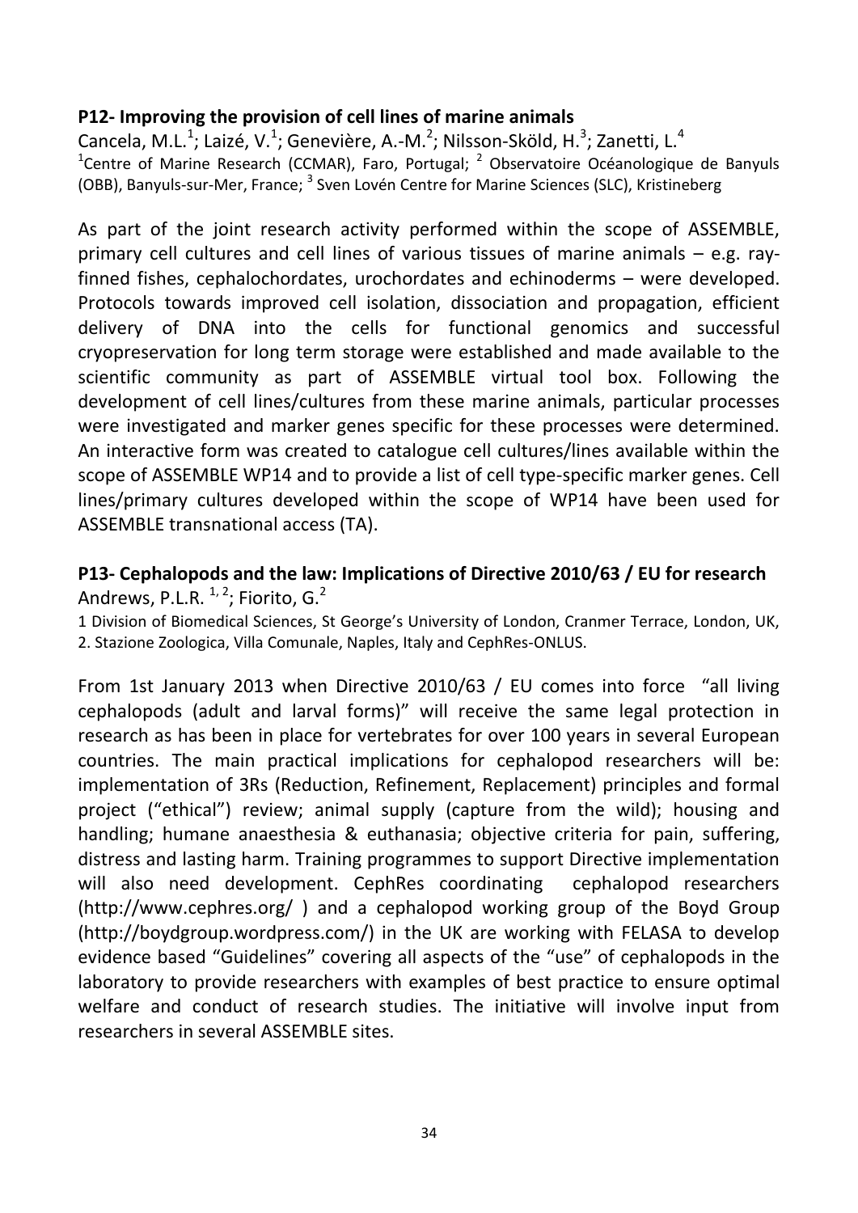**P12- Improving the provision of cell lines of marine animals**

Cancela, M.L.[1]; Laizé, V.[1]; Genevière, A.-M.[2]; Nilsson-Sköld, H.[3]; Zanetti, L.[4]

[1]Centre of Marine Research (CCMAR), Faro, Portugal; [2] Observatoire Océanologique de Banyuls (OBB), Banyuls-sur-Mer, France; [3] Sven Lovén Centre for Marine Sciences (SLC), Kristineberg

As part of the joint research activity performed within the scope of ASSEMBLE, primary cell cultures and cell lines of various tissues of marine animals – e.g. ray-finned fishes, cephalochordates, urochordates and echinoderms – were developed. Protocols towards improved cell isolation, dissociation and propagation, efficient delivery of DNA into the cells for functional genomics and successful cryopreservation for long term storage were established and made available to the scientific community as part of ASSEMBLE virtual tool box. Following the development of cell lines/cultures from these marine animals, particular processes were investigated and marker genes specific for these processes were determined. An interactive form was created to catalogue cell cultures/lines available within the scope of ASSEMBLE WP14 and to provide a list of cell type-specific marker genes. Cell lines/primary cultures developed within the scope of WP14 have been used for ASSEMBLE transnational access (TA).

**P13- Cephalopods and the law: Implications of Directive 2010/63 / EU for research**

Andrews, P.L.R. [1, 2]; Fiorito, G.[2]

1 Division of Biomedical Sciences, St George's University of London, Cranmer Terrace, London, UK, 2. Stazione Zoologica, Villa Comunale, Naples, Italy and CephRes-ONLUS.

From 1st January 2013 when Directive 2010/63 / EU comes into force "all living cephalopods (adult and larval forms)" will receive the same legal protection in research as has been in place for vertebrates for over 100 years in several European countries. The main practical implications for cephalopod researchers will be: implementation of 3Rs (Reduction, Refinement, Replacement) principles and formal project ("ethical") review; animal supply (capture from the wild); housing and handling; humane anaesthesia & euthanasia; objective criteria for pain, suffering, distress and lasting harm. Training programmes to support Directive implementation will also need development. CephRes coordinating cephalopod researchers (http://www.cephres.org/ ) and a cephalopod working group of the Boyd Group (http://boydgroup.wordpress.com/) in the UK are working with FELASA to develop evidence based "Guidelines" covering all aspects of the "use" of cephalopods in the laboratory to provide researchers with examples of best practice to ensure optimal welfare and conduct of research studies. The initiative will involve input from researchers in several ASSEMBLE sites.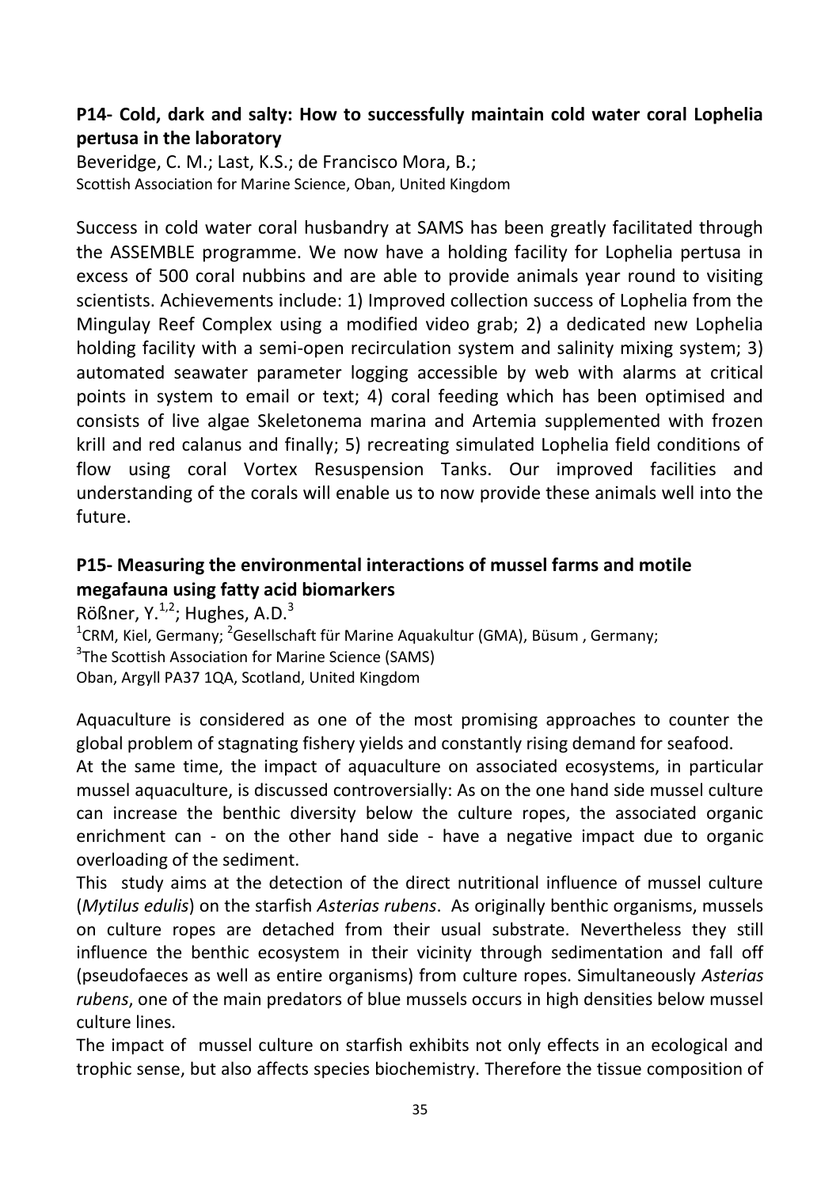### P14- Cold, dark and salty: How to successfully maintain cold water coral Lophelia pertusa in the laboratory

Beveridge, C. M.; Last, K.S.; de Francisco Mora, B.;
Scottish Association for Marine Science, Oban, United Kingdom

Success in cold water coral husbandry at SAMS has been greatly facilitated through the ASSEMBLE programme. We now have a holding facility for Lophelia pertusa in excess of 500 coral nubbins and are able to provide animals year round to visiting scientists. Achievements include: 1) Improved collection success of Lophelia from the Mingulay Reef Complex using a modified video grab; 2) a dedicated new Lophelia holding facility with a semi-open recirculation system and salinity mixing system; 3) automated seawater parameter logging accessible by web with alarms at critical points in system to email or text; 4) coral feeding which has been optimised and consists of live algae Skeletonema marina and Artemia supplemented with frozen krill and red calanus and finally; 5) recreating simulated Lophelia field conditions of flow using coral Vortex Resuspension Tanks. Our improved facilities and understanding of the corals will enable us to now provide these animals well into the future.

### P15- Measuring the environmental interactions of mussel farms and motile megafauna using fatty acid biomarkers

Rößner, Y.[1,2]; Hughes, A.D.[3]
[1]CRM, Kiel, Germany; [2]Gesellschaft für Marine Aquakultur (GMA), Büsum , Germany;
[3]The Scottish Association for Marine Science (SAMS)
Oban, Argyll PA37 1QA, Scotland, United Kingdom

Aquaculture is considered as one of the most promising approaches to counter the global problem of stagnating fishery yields and constantly rising demand for seafood.
At the same time, the impact of aquaculture on associated ecosystems, in particular mussel aquaculture, is discussed controversially: As on the one hand side mussel culture can increase the benthic diversity below the culture ropes, the associated organic enrichment can - on the other hand side - have a negative impact due to organic overloading of the sediment.
This study aims at the detection of the direct nutritional influence of mussel culture (*Mytilus edulis*) on the starfish *Asterias rubens*. As originally benthic organisms, mussels on culture ropes are detached from their usual substrate. Nevertheless they still influence the benthic ecosystem in their vicinity through sedimentation and fall off (pseudofaeces as well as entire organisms) from culture ropes. Simultaneously *Asterias rubens*, one of the main predators of blue mussels occurs in high densities below mussel culture lines.
The impact of mussel culture on starfish exhibits not only effects in an ecological and trophic sense, but also affects species biochemistry. Therefore the tissue composition of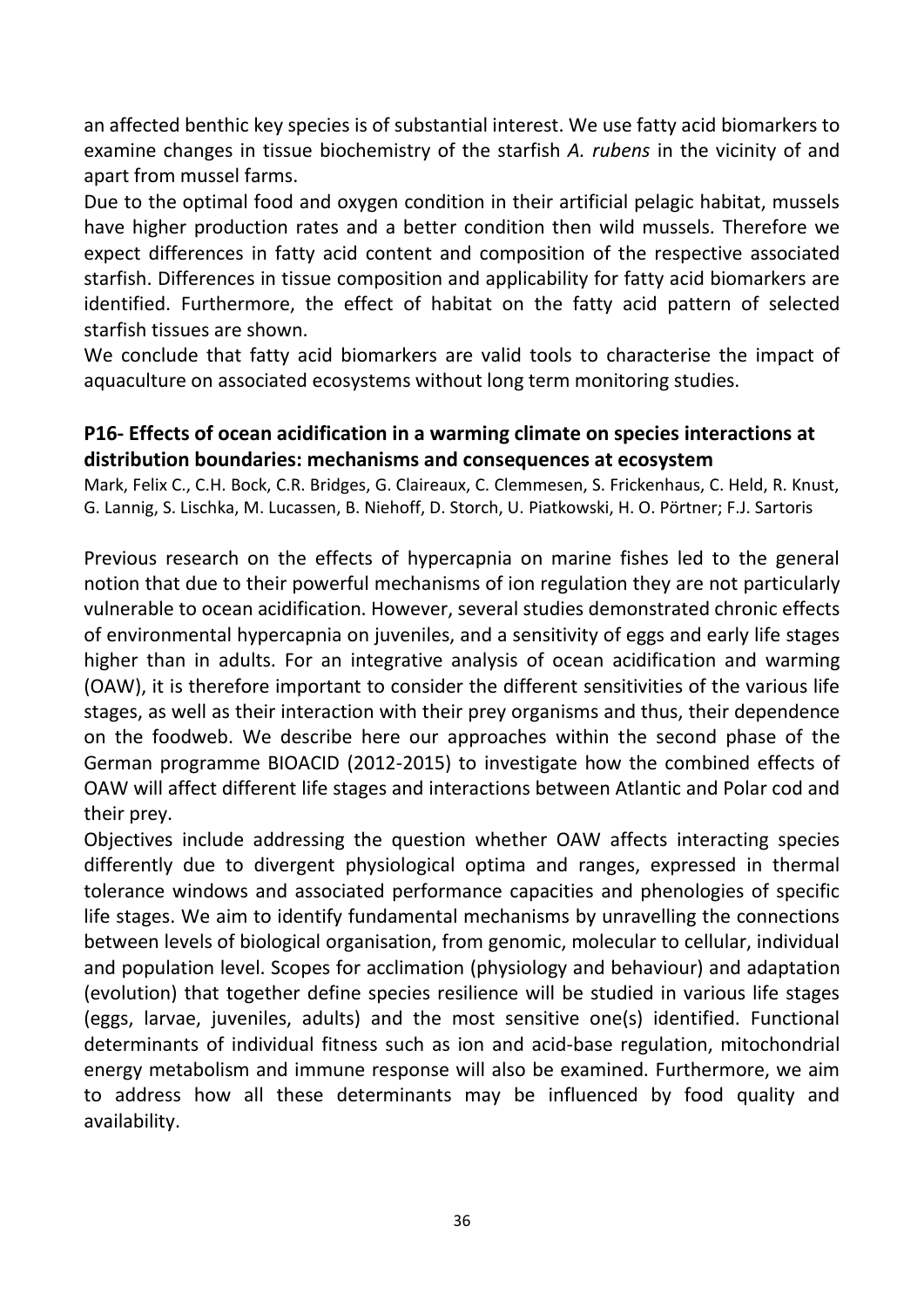an affected benthic key species is of substantial interest. We use fatty acid biomarkers to examine changes in tissue biochemistry of the starfish *A. rubens* in the vicinity of and apart from mussel farms.

Due to the optimal food and oxygen condition in their artificial pelagic habitat, mussels have higher production rates and a better condition then wild mussels. Therefore we expect differences in fatty acid content and composition of the respective associated starfish. Differences in tissue composition and applicability for fatty acid biomarkers are identified. Furthermore, the effect of habitat on the fatty acid pattern of selected starfish tissues are shown.

We conclude that fatty acid biomarkers are valid tools to characterise the impact of aquaculture on associated ecosystems without long term monitoring studies.

## P16- Effects of ocean acidification in a warming climate on species interactions at distribution boundaries: mechanisms and consequences at ecosystem

Mark, Felix C., C.H. Bock, C.R. Bridges, G. Claireaux, C. Clemmesen, S. Frickenhaus, C. Held, R. Knust, G. Lannig, S. Lischka, M. Lucassen, B. Niehoff, D. Storch, U. Piatkowski, H. O. Pörtner; F.J. Sartoris

Previous research on the effects of hypercapnia on marine fishes led to the general notion that due to their powerful mechanisms of ion regulation they are not particularly vulnerable to ocean acidification. However, several studies demonstrated chronic effects of environmental hypercapnia on juveniles, and a sensitivity of eggs and early life stages higher than in adults. For an integrative analysis of ocean acidification and warming (OAW), it is therefore important to consider the different sensitivities of the various life stages, as well as their interaction with their prey organisms and thus, their dependence on the foodweb. We describe here our approaches within the second phase of the German programme BIOACID (2012-2015) to investigate how the combined effects of OAW will affect different life stages and interactions between Atlantic and Polar cod and their prey.

Objectives include addressing the question whether OAW affects interacting species differently due to divergent physiological optima and ranges, expressed in thermal tolerance windows and associated performance capacities and phenologies of specific life stages. We aim to identify fundamental mechanisms by unravelling the connections between levels of biological organisation, from genomic, molecular to cellular, individual and population level. Scopes for acclimation (physiology and behaviour) and adaptation (evolution) that together define species resilience will be studied in various life stages (eggs, larvae, juveniles, adults) and the most sensitive one(s) identified. Functional determinants of individual fitness such as ion and acid-base regulation, mitochondrial energy metabolism and immune response will also be examined. Furthermore, we aim to address how all these determinants may be influenced by food quality and availability.